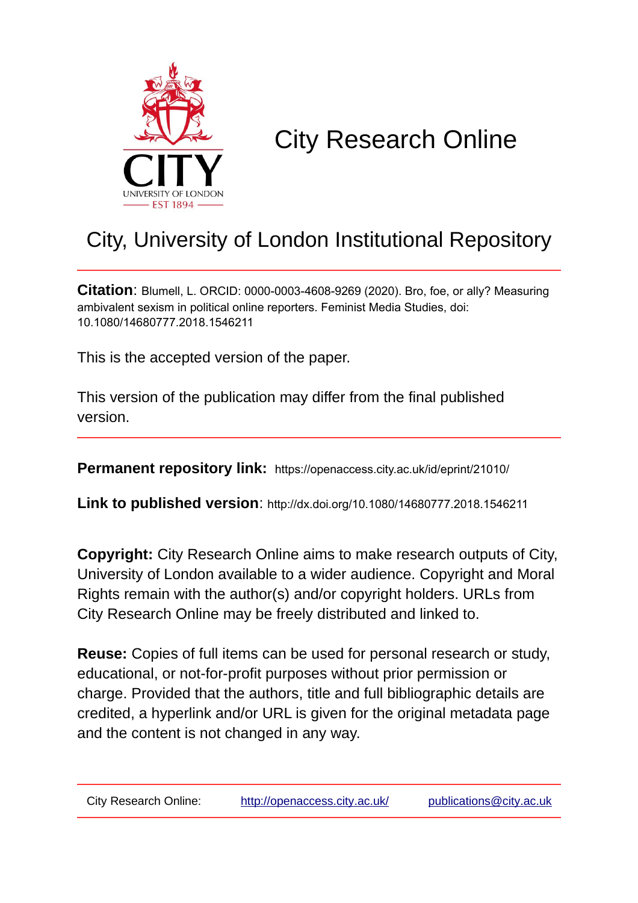CITY

UNIVERSITY OF LONDON

EST 1894

# City Research Online

## City, University of London Institutional Repository

**Citation**: Blumell, L. ORCID: 0000-0003-4608-9269 (2020). Bro, foe, or ally? Measuring ambivalent sexism in political online reporters. Feminist Media Studies, doi: 10.1080/14680777.2018.1546211

This is the accepted version of the paper.

This version of the publication may differ from the final published version.

**Permanent repository link:** https://openaccess.city.ac.uk/id/eprint/21010/

**Link to published version**: http://dx.doi.org/10.1080/14680777.2018.1546211

**Copyright:** City Research Online aims to make research outputs of City, University of London available to a wider audience. Copyright and Moral Rights remain with the author(s) and/or copyright holders. URLs from City Research Online may be freely distributed and linked to.

**Reuse:** Copies of full items can be used for personal research or study, educational, or not-for-profit purposes without prior permission or charge. Provided that the authors, title and full bibliographic details are credited, a hyperlink and/or URL is given for the original metadata page and the content is not changed in any way.

City Research Online: http://openaccess.city.ac.uk/ publications@city.ac.uk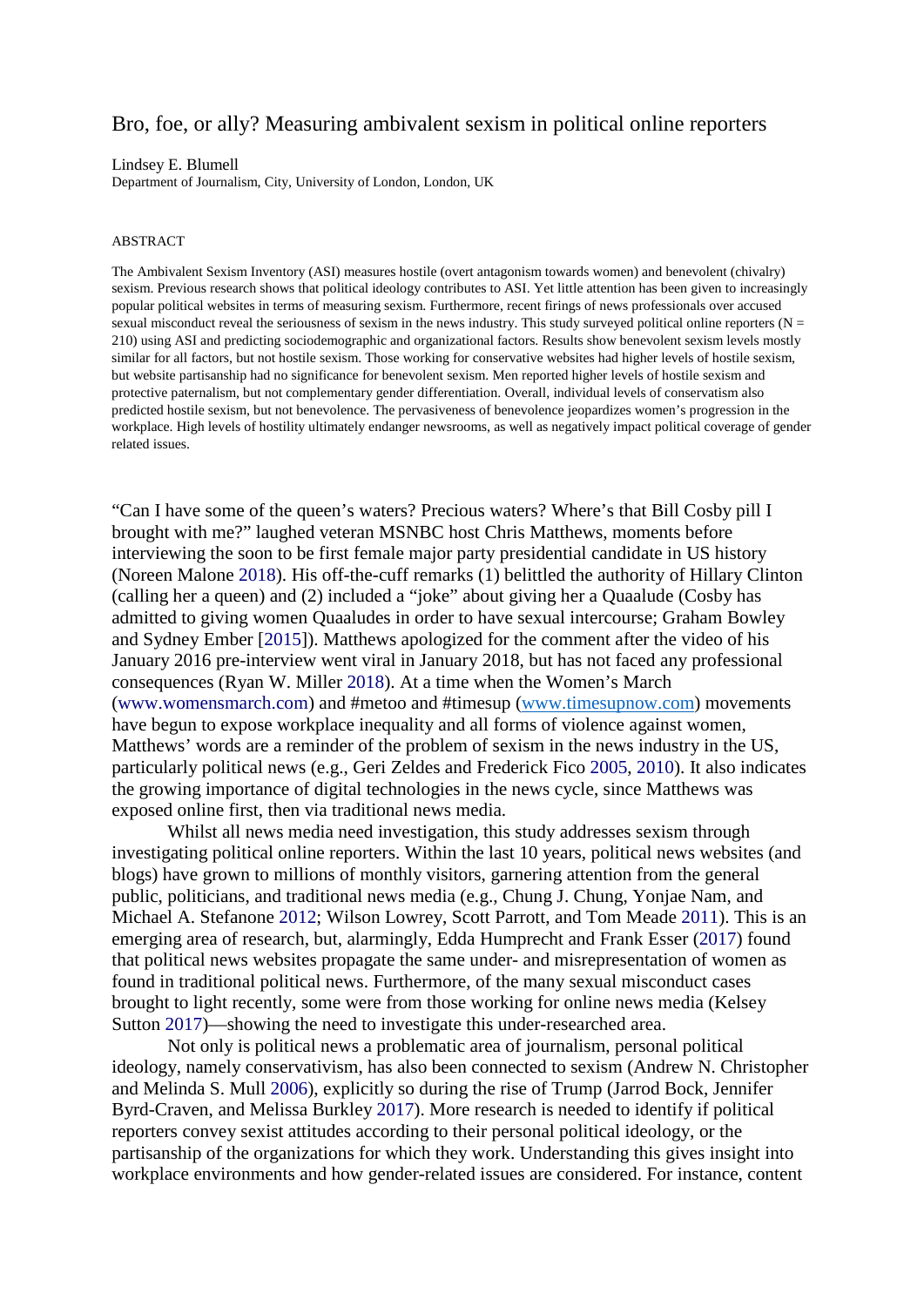# Bro, foe, or ally? Measuring ambivalent sexism in political online reporters

Lindsey E. Blumell

Department of Journalism, City, University of London, London, UK

ABSTRACT

The Ambivalent Sexism Inventory (ASI) measures hostile (overt antagonism towards women) and benevolent (chivalry) sexism. Previous research shows that political ideology contributes to ASI. Yet little attention has been given to increasingly popular political websites in terms of measuring sexism. Furthermore, recent firings of news professionals over accused sexual misconduct reveal the seriousness of sexism in the news industry. This study surveyed political online reporters (N = 210) using ASI and predicting sociodemographic and organizational factors. Results show benevolent sexism levels mostly similar for all factors, but not hostile sexism. Those working for conservative websites had higher levels of hostile sexism, but website partisanship had no significance for benevolent sexism. Men reported higher levels of hostile sexism and protective paternalism, but not complementary gender differentiation. Overall, individual levels of conservatism also predicted hostile sexism, but not benevolence. The pervasiveness of benevolence jeopardizes women's progression in the workplace. High levels of hostility ultimately endanger newsrooms, as well as negatively impact political coverage of gender related issues.

"Can I have some of the queen's waters? Precious waters? Where's that Bill Cosby pill I brought with me?" laughed veteran MSNBC host Chris Matthews, moments before interviewing the soon to be first female major party presidential candidate in US history (Noreen Malone 2018). His off-the-cuff remarks (1) belittled the authority of Hillary Clinton (calling her a queen) and (2) included a "joke" about giving her a Quaalude (Cosby has admitted to giving women Quaaludes in order to have sexual intercourse; Graham Bowley and Sydney Ember [2015]). Matthews apologized for the comment after the video of his January 2016 pre-interview went viral in January 2018, but has not faced any professional consequences (Ryan W. Miller 2018). At a time when the Women's March (www.womensmarch.com) and #metoo and #timesup (www.timesupnow.com) movements have begun to expose workplace inequality and all forms of violence against women, Matthews' words are a reminder of the problem of sexism in the news industry in the US, particularly political news (e.g., Geri Zeldes and Frederick Fico 2005, 2010). It also indicates the growing importance of digital technologies in the news cycle, since Matthews was exposed online first, then via traditional news media.

Whilst all news media need investigation, this study addresses sexism through investigating political online reporters. Within the last 10 years, political news websites (and blogs) have grown to millions of monthly visitors, garnering attention from the general public, politicians, and traditional news media (e.g., Chung J. Chung, Yonjae Nam, and Michael A. Stefanone 2012; Wilson Lowrey, Scott Parrott, and Tom Meade 2011). This is an emerging area of research, but, alarmingly, Edda Humprecht and Frank Esser (2017) found that political news websites propagate the same under- and misrepresentation of women as found in traditional political news. Furthermore, of the many sexual misconduct cases brought to light recently, some were from those working for online news media (Kelsey Sutton 2017)—showing the need to investigate this under-researched area.

Not only is political news a problematic area of journalism, personal political ideology, namely conservativism, has also been connected to sexism (Andrew N. Christopher and Melinda S. Mull 2006), explicitly so during the rise of Trump (Jarrod Bock, Jennifer Byrd-Craven, and Melissa Burkley 2017). More research is needed to identify if political reporters convey sexist attitudes according to their personal political ideology, or the partisanship of the organizations for which they work. Understanding this gives insight into workplace environments and how gender-related issues are considered. For instance, content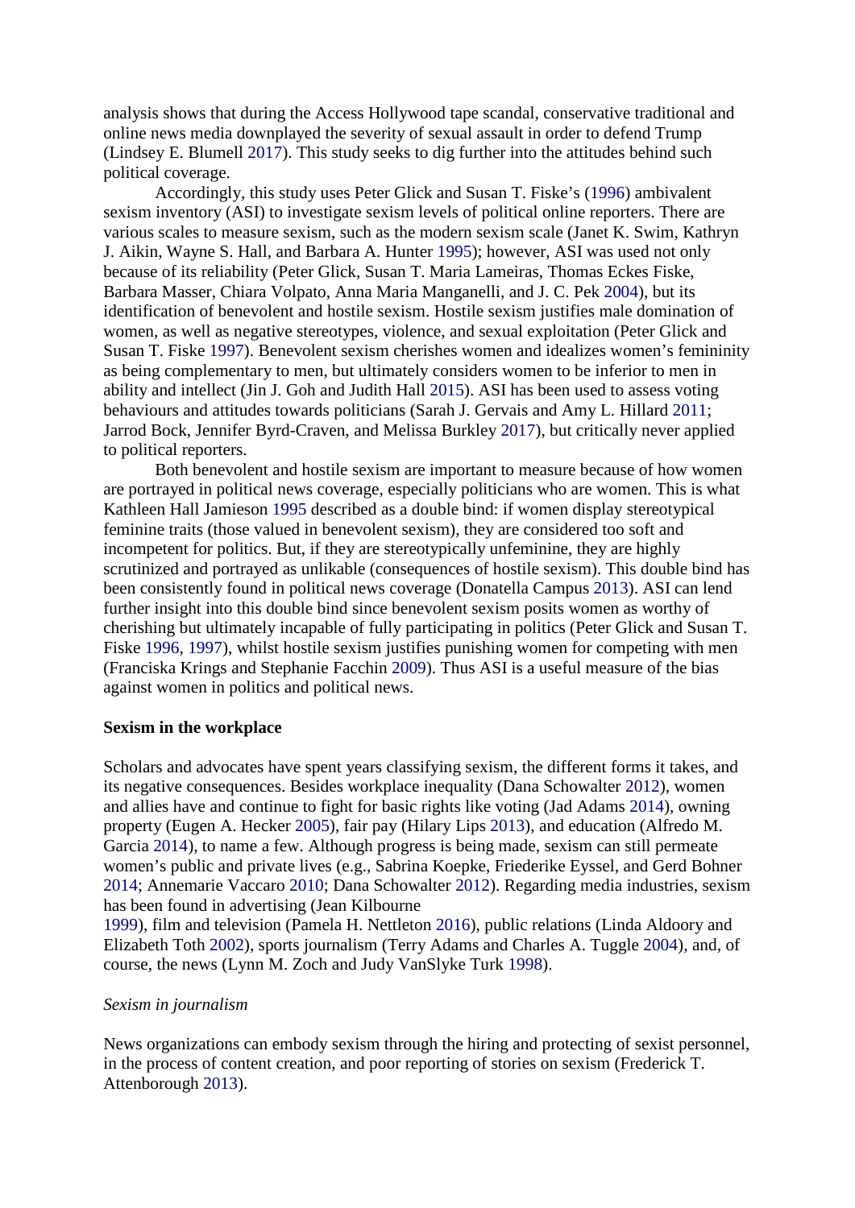analysis shows that during the Access Hollywood tape scandal, conservative traditional and online news media downplayed the severity of sexual assault in order to defend Trump (Lindsey E. Blumell 2017). This study seeks to dig further into the attitudes behind such political coverage.

Accordingly, this study uses Peter Glick and Susan T. Fiske's (1996) ambivalent sexism inventory (ASI) to investigate sexism levels of political online reporters. There are various scales to measure sexism, such as the modern sexism scale (Janet K. Swim, Kathryn J. Aikin, Wayne S. Hall, and Barbara A. Hunter 1995); however, ASI was used not only because of its reliability (Peter Glick, Susan T. Maria Lameiras, Thomas Eckes Fiske, Barbara Masser, Chiara Volpato, Anna Maria Manganelli, and J. C. Pek 2004), but its identification of benevolent and hostile sexism. Hostile sexism justifies male domination of women, as well as negative stereotypes, violence, and sexual exploitation (Peter Glick and Susan T. Fiske 1997). Benevolent sexism cherishes women and idealizes women's femininity as being complementary to men, but ultimately considers women to be inferior to men in ability and intellect (Jin J. Goh and Judith Hall 2015). ASI has been used to assess voting behaviours and attitudes towards politicians (Sarah J. Gervais and Amy L. Hillard 2011; Jarrod Bock, Jennifer Byrd-Craven, and Melissa Burkley 2017), but critically never applied to political reporters.

Both benevolent and hostile sexism are important to measure because of how women are portrayed in political news coverage, especially politicians who are women. This is what Kathleen Hall Jamieson 1995 described as a double bind: if women display stereotypical feminine traits (those valued in benevolent sexism), they are considered too soft and incompetent for politics. But, if they are stereotypically unfeminine, they are highly scrutinized and portrayed as unlikable (consequences of hostile sexism). This double bind has been consistently found in political news coverage (Donatella Campus 2013). ASI can lend further insight into this double bind since benevolent sexism posits women as worthy of cherishing but ultimately incapable of fully participating in politics (Peter Glick and Susan T. Fiske 1996, 1997), whilst hostile sexism justifies punishing women for competing with men (Franciska Krings and Stephanie Facchin 2009). Thus ASI is a useful measure of the bias against women in politics and political news.

## Sexism in the workplace

Scholars and advocates have spent years classifying sexism, the different forms it takes, and its negative consequences. Besides workplace inequality (Dana Schowalter 2012), women and allies have and continue to fight for basic rights like voting (Jad Adams 2014), owning property (Eugen A. Hecker 2005), fair pay (Hilary Lips 2013), and education (Alfredo M. Garcia 2014), to name a few. Although progress is being made, sexism can still permeate women's public and private lives (e.g., Sabrina Koepke, Friederike Eyssel, and Gerd Bohner 2014; Annemarie Vaccaro 2010; Dana Schowalter 2012). Regarding media industries, sexism has been found in advertising (Jean Kilbourne 1999), film and television (Pamela H. Nettleton 2016), public relations (Linda Aldoory and Elizabeth Toth 2002), sports journalism (Terry Adams and Charles A. Tuggle 2004), and, of course, the news (Lynn M. Zoch and Judy VanSlyke Turk 1998).

### *Sexism in journalism*

News organizations can embody sexism through the hiring and protecting of sexist personnel, in the process of content creation, and poor reporting of stories on sexism (Frederick T. Attenborough 2013).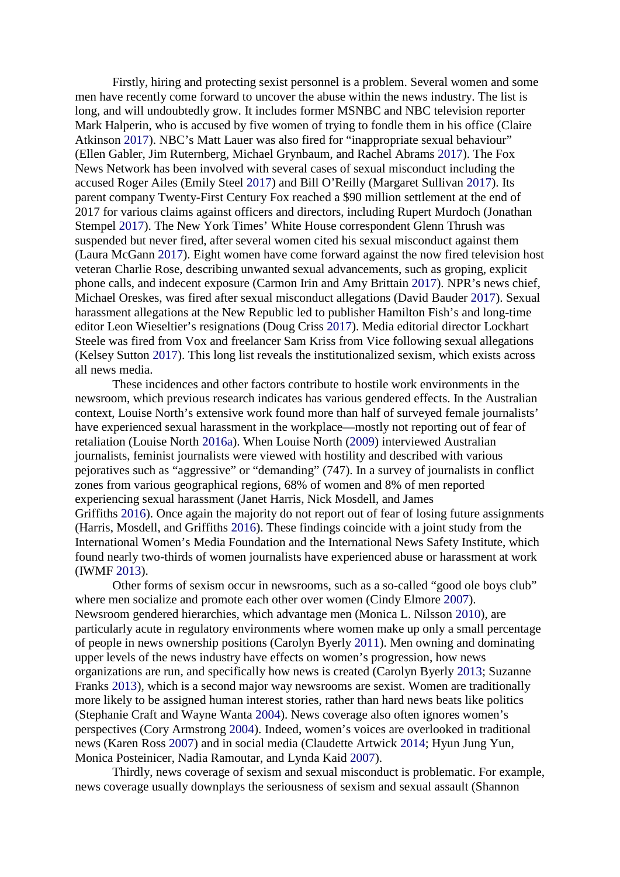Firstly, hiring and protecting sexist personnel is a problem. Several women and some men have recently come forward to uncover the abuse within the news industry. The list is long, and will undoubtedly grow. It includes former MSNBC and NBC television reporter Mark Halperin, who is accused by five women of trying to fondle them in his office (Claire Atkinson 2017). NBC's Matt Lauer was also fired for "inappropriate sexual behaviour" (Ellen Gabler, Jim Ruternberg, Michael Grynbaum, and Rachel Abrams 2017). The Fox News Network has been involved with several cases of sexual misconduct including the accused Roger Ailes (Emily Steel 2017) and Bill O'Reilly (Margaret Sullivan 2017). Its parent company Twenty-First Century Fox reached a $90 million settlement at the end of 2017 for various claims against officers and directors, including Rupert Murdoch (Jonathan Stempel 2017). The New York Times' White House correspondent Glenn Thrush was suspended but never fired, after several women cited his sexual misconduct against them (Laura McGann 2017). Eight women have come forward against the now fired television host veteran Charlie Rose, describing unwanted sexual advancements, such as groping, explicit phone calls, and indecent exposure (Carmon Irin and Amy Brittain 2017). NPR's news chief, Michael Oreskes, was fired after sexual misconduct allegations (David Bauder 2017). Sexual harassment allegations at the New Republic led to publisher Hamilton Fish's and long-time editor Leon Wieseltier's resignations (Doug Criss 2017). Media editorial director Lockhart Steele was fired from Vox and freelancer Sam Kriss from Vice following sexual allegations (Kelsey Sutton 2017). This long list reveals the institutionalized sexism, which exists across all news media.

These incidences and other factors contribute to hostile work environments in the newsroom, which previous research indicates has various gendered effects. In the Australian context, Louise North's extensive work found more than half of surveyed female journalists' have experienced sexual harassment in the workplace—mostly not reporting out of fear of retaliation (Louise North 2016a). When Louise North (2009) interviewed Australian journalists, feminist journalists were viewed with hostility and described with various pejoratives such as "aggressive" or "demanding" (747). In a survey of journalists in conflict zones from various geographical regions, 68% of women and 8% of men reported experiencing sexual harassment (Janet Harris, Nick Mosdell, and James Griffiths 2016). Once again the majority do not report out of fear of losing future assignments (Harris, Mosdell, and Griffiths 2016). These findings coincide with a joint study from the International Women's Media Foundation and the International News Safety Institute, which found nearly two-thirds of women journalists have experienced abuse or harassment at work (IWMF 2013).

Other forms of sexism occur in newsrooms, such as a so-called "good ole boys club" where men socialize and promote each other over women (Cindy Elmore 2007). Newsroom gendered hierarchies, which advantage men (Monica L. Nilsson 2010), are particularly acute in regulatory environments where women make up only a small percentage of people in news ownership positions (Carolyn Byerly 2011). Men owning and dominating upper levels of the news industry have effects on women's progression, how news organizations are run, and specifically how news is created (Carolyn Byerly 2013; Suzanne Franks 2013), which is a second major way newsrooms are sexist. Women are traditionally more likely to be assigned human interest stories, rather than hard news beats like politics (Stephanie Craft and Wayne Wanta 2004). News coverage also often ignores women's perspectives (Cory Armstrong 2004). Indeed, women's voices are overlooked in traditional news (Karen Ross 2007) and in social media (Claudette Artwick 2014; Hyun Jung Yun, Monica Posteinicer, Nadia Ramoutar, and Lynda Kaid 2007).

Thirdly, news coverage of sexism and sexual misconduct is problematic. For example, news coverage usually downplays the seriousness of sexism and sexual assault (Shannon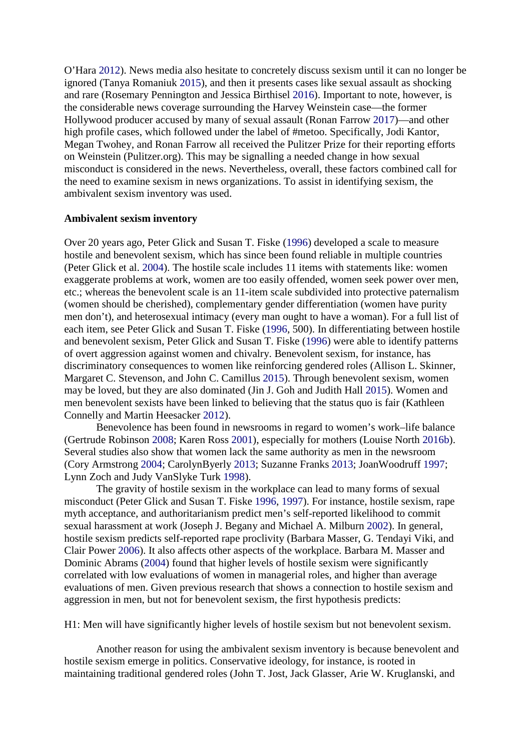O'Hara 2012). News media also hesitate to concretely discuss sexism until it can no longer be ignored (Tanya Romaniuk 2015), and then it presents cases like sexual assault as shocking and rare (Rosemary Pennington and Jessica Birthisel 2016). Important to note, however, is the considerable news coverage surrounding the Harvey Weinstein case—the former Hollywood producer accused by many of sexual assault (Ronan Farrow 2017)—and other high profile cases, which followed under the label of #metoo. Specifically, Jodi Kantor, Megan Twohey, and Ronan Farrow all received the Pulitzer Prize for their reporting efforts on Weinstein (Pulitzer.org). This may be signalling a needed change in how sexual misconduct is considered in the news. Nevertheless, overall, these factors combined call for the need to examine sexism in news organizations. To assist in identifying sexism, the ambivalent sexism inventory was used.

**Ambivalent sexism inventory**

Over 20 years ago, Peter Glick and Susan T. Fiske (1996) developed a scale to measure hostile and benevolent sexism, which has since been found reliable in multiple countries (Peter Glick et al. 2004). The hostile scale includes 11 items with statements like: women exaggerate problems at work, women are too easily offended, women seek power over men, etc.; whereas the benevolent scale is an 11-item scale subdivided into protective paternalism (women should be cherished), complementary gender differentiation (women have purity men don't), and heterosexual intimacy (every man ought to have a woman). For a full list of each item, see Peter Glick and Susan T. Fiske (1996, 500). In differentiating between hostile and benevolent sexism, Peter Glick and Susan T. Fiske (1996) were able to identify patterns of overt aggression against women and chivalry. Benevolent sexism, for instance, has discriminatory consequences to women like reinforcing gendered roles (Allison L. Skinner, Margaret C. Stevenson, and John C. Camillus 2015). Through benevolent sexism, women may be loved, but they are also dominated (Jin J. Goh and Judith Hall 2015). Women and men benevolent sexists have been linked to believing that the status quo is fair (Kathleen Connelly and Martin Heesacker 2012).

Benevolence has been found in newsrooms in regard to women's work–life balance (Gertrude Robinson 2008; Karen Ross 2001), especially for mothers (Louise North 2016b). Several studies also show that women lack the same authority as men in the newsroom (Cory Armstrong 2004; CarolynByerly 2013; Suzanne Franks 2013; JoanWoodruff 1997; Lynn Zoch and Judy VanSlyke Turk 1998).

The gravity of hostile sexism in the workplace can lead to many forms of sexual misconduct (Peter Glick and Susan T. Fiske 1996, 1997). For instance, hostile sexism, rape myth acceptance, and authoritarianism predict men's self-reported likelihood to commit sexual harassment at work (Joseph J. Begany and Michael A. Milburn 2002). In general, hostile sexism predicts self-reported rape proclivity (Barbara Masser, G. Tendayi Viki, and Clair Power 2006). It also affects other aspects of the workplace. Barbara M. Masser and Dominic Abrams (2004) found that higher levels of hostile sexism were significantly correlated with low evaluations of women in managerial roles, and higher than average evaluations of men. Given previous research that shows a connection to hostile sexism and aggression in men, but not for benevolent sexism, the first hypothesis predicts:

H1: Men will have significantly higher levels of hostile sexism but not benevolent sexism.

Another reason for using the ambivalent sexism inventory is because benevolent and hostile sexism emerge in politics. Conservative ideology, for instance, is rooted in maintaining traditional gendered roles (John T. Jost, Jack Glasser, Arie W. Kruglanski, and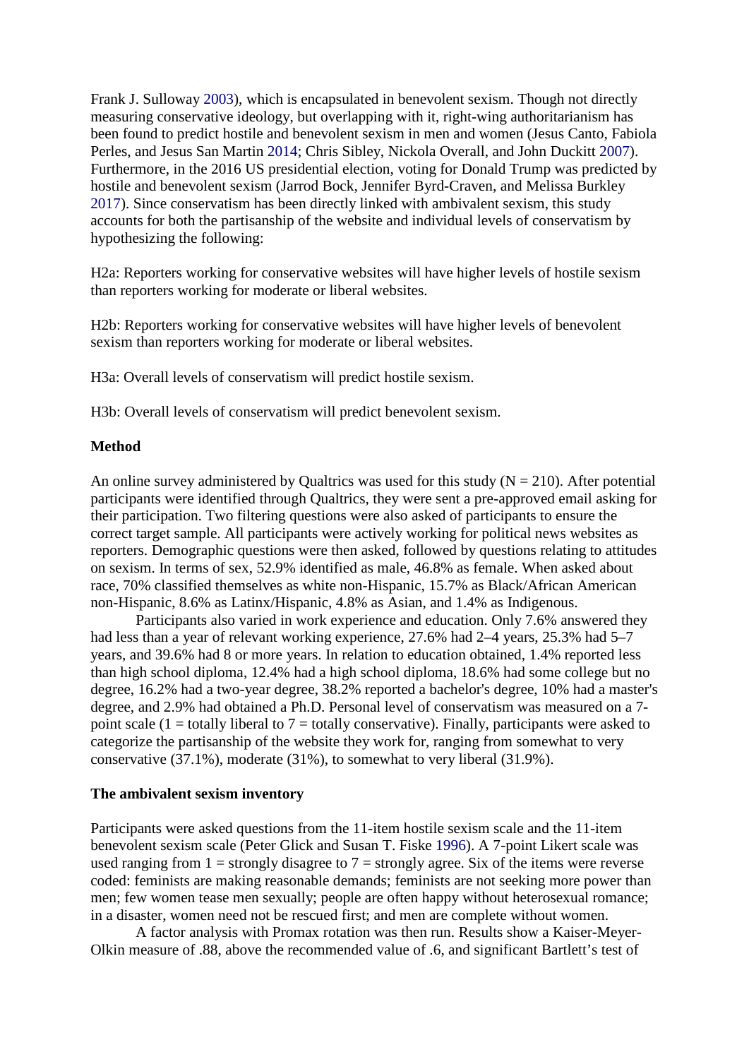Frank J. Sulloway 2003), which is encapsulated in benevolent sexism. Though not directly measuring conservative ideology, but overlapping with it, right-wing authoritarianism has been found to predict hostile and benevolent sexism in men and women (Jesus Canto, Fabiola Perles, and Jesus San Martin 2014; Chris Sibley, Nickola Overall, and John Duckitt 2007). Furthermore, in the 2016 US presidential election, voting for Donald Trump was predicted by hostile and benevolent sexism (Jarrod Bock, Jennifer Byrd-Craven, and Melissa Burkley 2017). Since conservatism has been directly linked with ambivalent sexism, this study accounts for both the partisanship of the website and individual levels of conservatism by hypothesizing the following:

H2a: Reporters working for conservative websites will have higher levels of hostile sexism than reporters working for moderate or liberal websites.

H2b: Reporters working for conservative websites will have higher levels of benevolent sexism than reporters working for moderate or liberal websites.

H3a: Overall levels of conservatism will predict hostile sexism.

H3b: Overall levels of conservatism will predict benevolent sexism.

**Method**

An online survey administered by Qualtrics was used for this study (N = 210). After potential participants were identified through Qualtrics, they were sent a pre-approved email asking for their participation. Two filtering questions were also asked of participants to ensure the correct target sample. All participants were actively working for political news websites as reporters. Demographic questions were then asked, followed by questions relating to attitudes on sexism. In terms of sex, 52.9% identified as male, 46.8% as female. When asked about race, 70% classified themselves as white non-Hispanic, 15.7% as Black/African American non-Hispanic, 8.6% as Latinx/Hispanic, 4.8% as Asian, and 1.4% as Indigenous.

Participants also varied in work experience and education. Only 7.6% answered they had less than a year of relevant working experience, 27.6% had 2–4 years, 25.3% had 5–7 years, and 39.6% had 8 or more years. In relation to education obtained, 1.4% reported less than high school diploma, 12.4% had a high school diploma, 18.6% had some college but no degree, 16.2% had a two-year degree, 38.2% reported a bachelor's degree, 10% had a master's degree, and 2.9% had obtained a Ph.D. Personal level of conservatism was measured on a 7-point scale (1 = totally liberal to 7 = totally conservative). Finally, participants were asked to categorize the partisanship of the website they work for, ranging from somewhat to very conservative (37.1%), moderate (31%), to somewhat to very liberal (31.9%).

**The ambivalent sexism inventory**

Participants were asked questions from the 11-item hostile sexism scale and the 11-item benevolent sexism scale (Peter Glick and Susan T. Fiske 1996). A 7-point Likert scale was used ranging from 1 = strongly disagree to 7 = strongly agree. Six of the items were reverse coded: feminists are making reasonable demands; feminists are not seeking more power than men; few women tease men sexually; people are often happy without heterosexual romance; in a disaster, women need not be rescued first; and men are complete without women.

A factor analysis with Promax rotation was then run. Results show a Kaiser-Meyer-Olkin measure of .88, above the recommended value of .6, and significant Bartlett's test of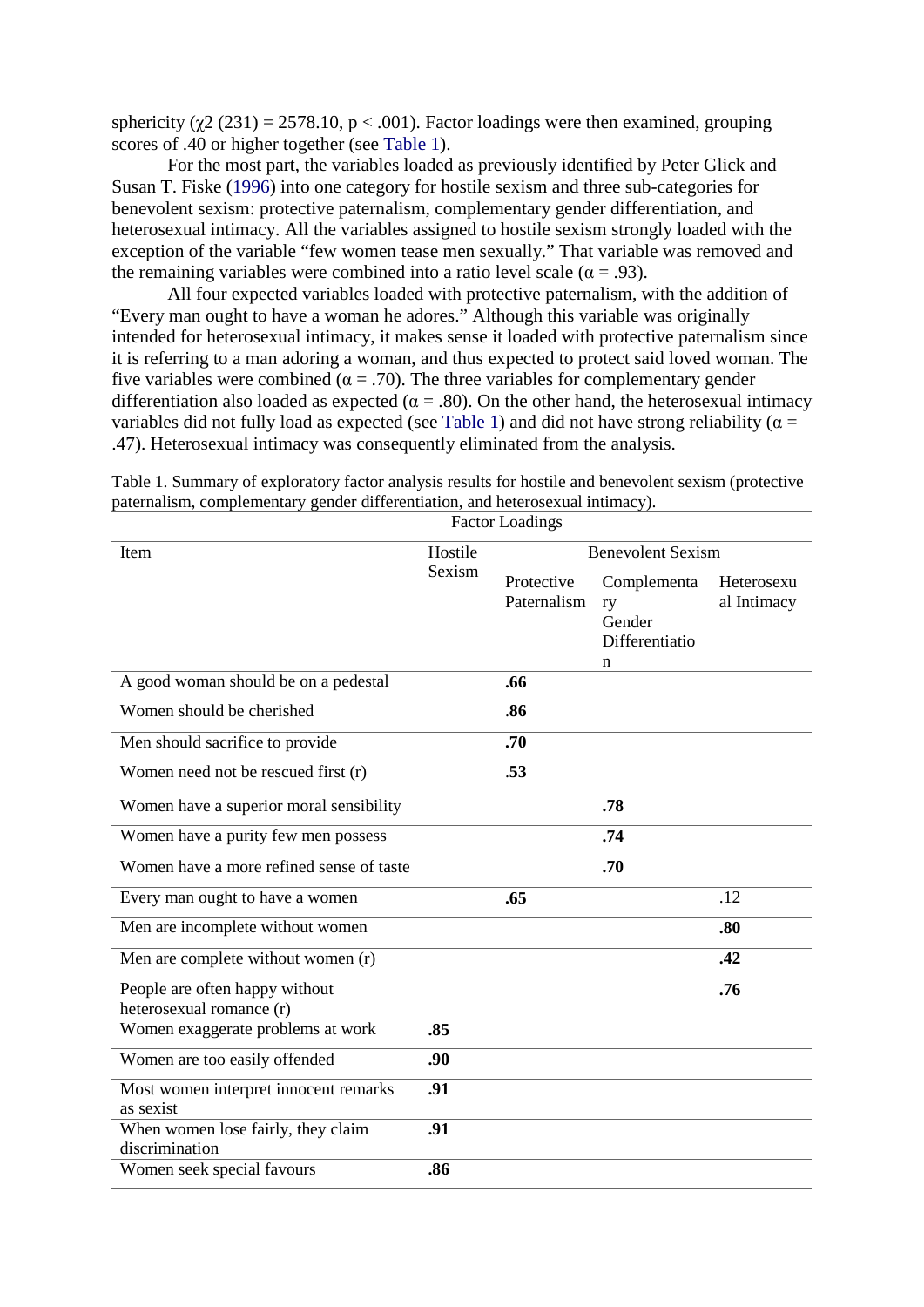sphericity ($\chi2$ (231) = 2578.10, p < .001). Factor loadings were then examined, grouping scores of .40 or higher together (see Table 1).

For the most part, the variables loaded as previously identified by Peter Glick and Susan T. Fiske (1996) into one category for hostile sexism and three sub-categories for benevolent sexism: protective paternalism, complementary gender differentiation, and heterosexual intimacy. All the variables assigned to hostile sexism strongly loaded with the exception of the variable "few women tease men sexually." That variable was removed and the remaining variables were combined into a ratio level scale ($\alpha$ = .93).

All four expected variables loaded with protective paternalism, with the addition of "Every man ought to have a woman he adores." Although this variable was originally intended for heterosexual intimacy, it makes sense it loaded with protective paternalism since it is referring to a man adoring a woman, and thus expected to protect said loved woman. The five variables were combined ($\alpha$ = .70). The three variables for complementary gender differentiation also loaded as expected ($\alpha$ = .80). On the other hand, the heterosexual intimacy variables did not fully load as expected (see Table 1) and did not have strong reliability ($\alpha$ = .47). Heterosexual intimacy was consequently eliminated from the analysis.

Table 1. Summary of exploratory factor analysis results for hostile and benevolent sexism (protective paternalism, complementary gender differentiation, and heterosexual intimacy).

| | Factor Loadings | | | |
|---|---|---|---|---|
| Item | Hostile Sexism | Benevolent Sexism | | |
| | | Protective Paternalism | Complementary Gender Differentiation | Heterosexual Intimacy |
| A good woman should be on a pedestal | | **.66** | | |
| Women should be cherished | | **.86** | | |
| Men should sacrifice to provide | | **.70** | | |
| Women need not be rescued first (r) | | **.53** | | |
| Women have a superior moral sensibility | | | **.78** | |
| Women have a purity few men possess | | | **.74** | |
| Women have a more refined sense of taste | | | **.70** | |
| Every man ought to have a women | | **.65** | | .12 |
| Men are incomplete without women | | | | **.80** |
| Men are complete without women (r) | | | | **.42** |
| People are often happy without heterosexual romance (r) | | | | **.76** |
| Women exaggerate problems at work | **.85** | | | |
| Women are too easily offended | **.90** | | | |
| Most women interpret innocent remarks as sexist | **.91** | | | |
| When women lose fairly, they claim discrimination | **.91** | | | |
| Women seek special favours | **.86** | | | |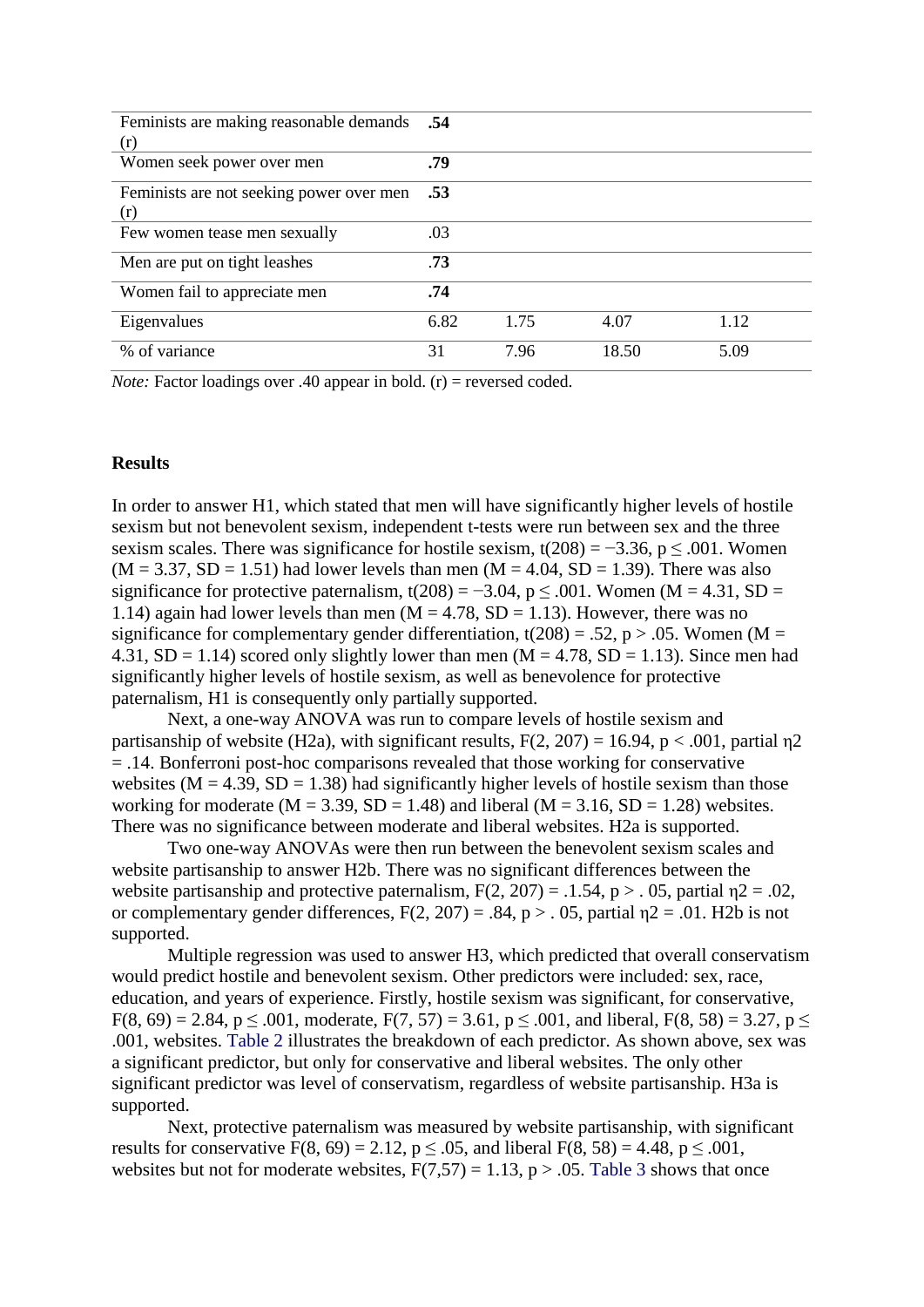| | | | | |
|---|---|---|---|---|
| Feminists are making reasonable demands (r) | **.54** | | | |
| Women seek power over men | **.79** | | | |
| Feminists are not seeking power over men (r) | **.53** | | | |
| Few women tease men sexually | .03 | | | |
| Men are put on tight leashes | **.73** | | | |
| Women fail to appreciate men | **.74** | | | |
| Eigenvalues | 6.82 | 1.75 | 4.07 | 1.12 |
| % of variance | 31 | 7.96 | 18.50 | 5.09 |

*Note:* Factor loadings over .40 appear in bold. (r) = reversed coded.

### Results

In order to answer H1, which stated that men will have significantly higher levels of hostile sexism but not benevolent sexism, independent t-tests were run between sex and the three sexism scales. There was significance for hostile sexism, $t(208) = -3.36$, $p \leq .001$. Women ($M = 3.37$, $SD = 1.51$) had lower levels than men ($M = 4.04$, $SD = 1.39$). There was also significance for protective paternalism, $t(208) = -3.04$, $p \leq .001$. Women ($M = 4.31$, $SD = 1.14$) again had lower levels than men ($M = 4.78$, $SD = 1.13$). However, there was no significance for complementary gender differentiation, $t(208) = .52$, $p > .05$. Women ($M = 4.31$, $SD = 1.14$) scored only slightly lower than men ($M = 4.78$, $SD = 1.13$). Since men had significantly higher levels of hostile sexism, as well as benevolence for protective paternalism, H1 is consequently only partially supported.

Next, a one-way ANOVA was run to compare levels of hostile sexism and partisanship of website (H2a), with significant results, $F(2, 207) = 16.94$, $p < .001$, partial $\eta2 = .14$. Bonferroni post-hoc comparisons revealed that those working for conservative websites ($M = 4.39$, $SD = 1.38$) had significantly higher levels of hostile sexism than those working for moderate ($M = 3.39$, $SD = 1.48$) and liberal ($M = 3.16$, $SD = 1.28$) websites. There was no significance between moderate and liberal websites. H2a is supported.

Two one-way ANOVAs were then run between the benevolent sexism scales and website partisanship to answer H2b. There was no significant differences between the website partisanship and protective paternalism, $F(2, 207) = .1.54$, $p > .05$, partial $\eta2 = .02$, or complementary gender differences, $F(2, 207) = .84$, $p > .05$, partial $\eta2 = .01$. H2b is not supported.

Multiple regression was used to answer H3, which predicted that overall conservatism would predict hostile and benevolent sexism. Other predictors were included: sex, race, education, and years of experience. Firstly, hostile sexism was significant, for conservative, $F(8, 69) = 2.84$, $p \leq .001$, moderate, $F(7, 57) = 3.61$, $p \leq .001$, and liberal, $F(8, 58) = 3.27$, $p \leq .001$, websites. Table 2 illustrates the breakdown of each predictor. As shown above, sex was a significant predictor, but only for conservative and liberal websites. The only other significant predictor was level of conservatism, regardless of website partisanship. H3a is supported.

Next, protective paternalism was measured by website partisanship, with significant results for conservative $F(8, 69) = 2.12$, $p \leq .05$, and liberal $F(8, 58) = 4.48$, $p \leq .001$, websites but not for moderate websites, $F(7,57) = 1.13$, $p > .05$. Table 3 shows that once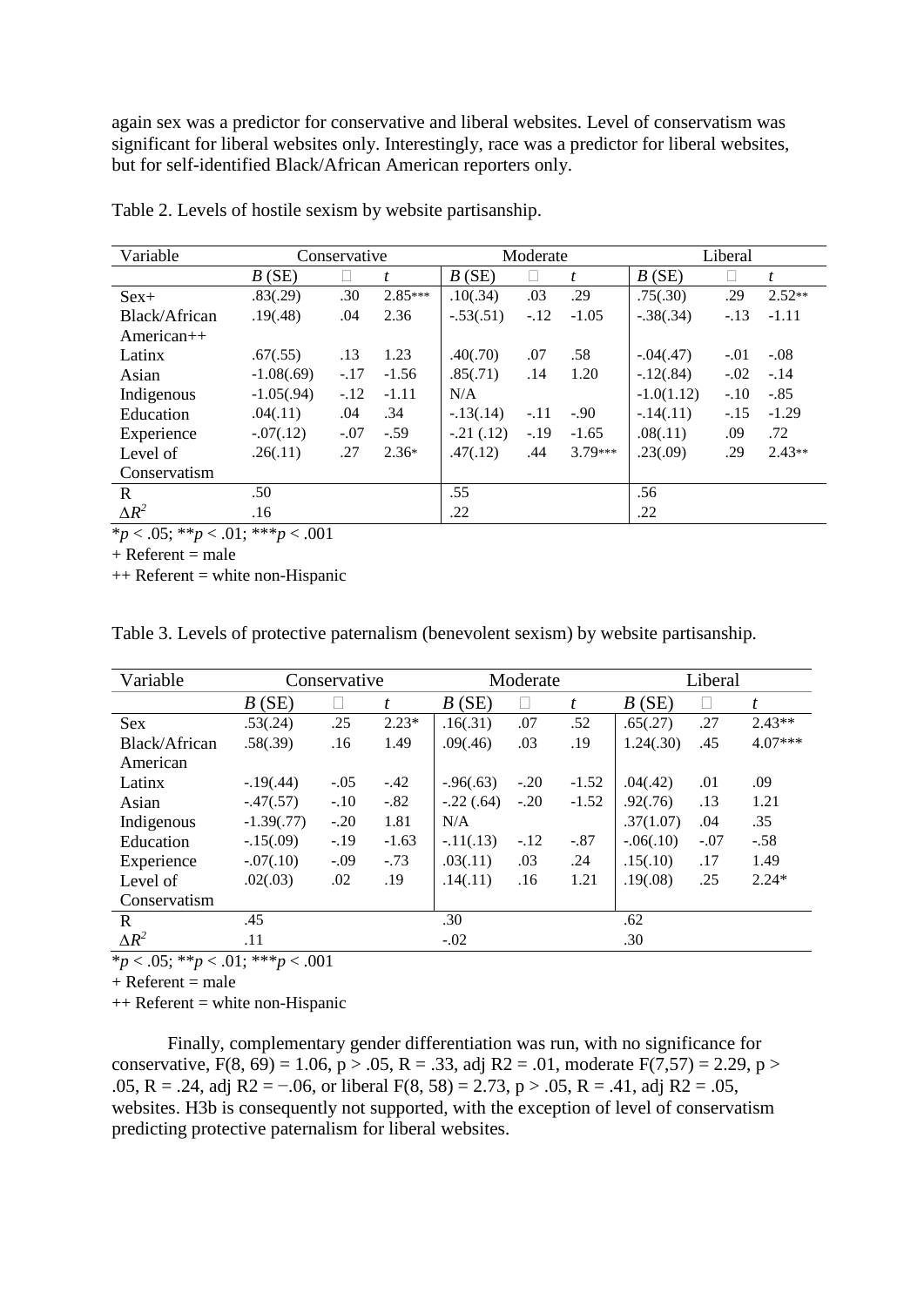again sex was a predictor for conservative and liberal websites. Level of conservatism was significant for liberal websites only. Interestingly, race was a predictor for liberal websites, but for self-identified Black/African American reporters only.

Table 2. Levels of hostile sexism by website partisanship.

| Variable | Conservative | | | Moderate | | | Liberal | | |
|---|---|---|---|---|---|---|---|---|---|
| | *B* (SE) | □ | *t* | *B* (SE) | □ | *t* | *B* (SE) | □ | *t* |
| Sex+ | .83(.29) | .30 | 2.85*** | .10(.34) | .03 | .29 | .75(.30) | .29 | 2.52** |
| Black/African American++ | .19(.48) | .04 | 2.36 | -.53(.51) | -.12 | -1.05 | -.38(.34) | -.13 | -1.11 |
| Latinx | .67(.55) | .13 | 1.23 | .40(.70) | .07 | .58 | -.04(.47) | -.01 | -.08 |
| Asian | -1.08(.69) | -.17 | -1.56 | .85(.71) | .14 | 1.20 | -.12(.84) | -.02 | -.14 |
| Indigenous | -1.05(.94) | -.12 | -1.11 | N/A | | | -1.0(1.12) | -.10 | -.85 |
| Education | .04(.11) | .04 | .34 | -.13(.14) | -.11 | -.90 | -.14(.11) | -.15 | -1.29 |
| Experience | -.07(.12) | -.07 | -.59 | -.21 (.12) | -.19 | -1.65 | .08(.11) | .09 | .72 |
| Level of Conservatism | .26(.11) | .27 | 2.36* | .47(.12) | .44 | 3.79*** | .23(.09) | .29 | 2.43** |
| R | .50 | | | .55 | | | .56 | | |
| $\Delta R^2$ | .16 | | | .22 | | | .22 | | |

*$p < .05$; **$p < .01$; ***$p < .001$

+ Referent = male

++ Referent = white non-Hispanic

Table 3. Levels of protective paternalism (benevolent sexism) by website partisanship.

| Variable | Conservative | | | Moderate | | | Liberal | | |
|---|---|---|---|---|---|---|---|---|---|
| | *B* (SE) | □ | *t* | *B* (SE) | □ | *t* | *B* (SE) | □ | *t* |
| Sex | .53(.24) | .25 | 2.23* | .16(.31) | .07 | .52 | .65(.27) | .27 | 2.43** |
| Black/African American | .58(.39) | .16 | 1.49 | .09(.46) | .03 | .19 | 1.24(.30) | .45 | 4.07*** |
| Latinx | -.19(.44) | -.05 | -.42 | -.96(.63) | -.20 | -1.52 | .04(.42) | .01 | .09 |
| Asian | -.47(.57) | -.10 | -.82 | -.22 (.64) | -.20 | -1.52 | .92(.76) | .13 | 1.21 |
| Indigenous | -1.39(.77) | -.20 | 1.81 | N/A | | | .37(1.07) | .04 | .35 |
| Education | -.15(.09) | -.19 | -1.63 | -.11(.13) | -.12 | -.87 | -.06(.10) | -.07 | -.58 |
| Experience | -.07(.10) | -.09 | -.73 | .03(.11) | .03 | .24 | .15(.10) | .17 | 1.49 |
| Level of Conservatism | .02(.03) | .02 | .19 | .14(.11) | .16 | 1.21 | .19(.08) | .25 | 2.24* |
| R | .45 | | | .30 | | | .62 | | |
| $\Delta R^2$ | .11 | | | -.02 | | | .30 | | |

*$p < .05$; **$p < .01$; ***$p < .001$

+ Referent = male

++ Referent = white non-Hispanic

Finally, complementary gender differentiation was run, with no significance for conservative, $F(8, 69) = 1.06$, $p > .05$, $R = .33$, adj $R2 = .01$, moderate $F(7,57) = 2.29$, $p > .05$, $R = .24$, adj $R2 = -.06$, or liberal $F(8, 58) = 2.73$, $p > .05$, $R = .41$, adj $R2 = .05$, websites. H3b is consequently not supported, with the exception of level of conservatism predicting protective paternalism for liberal websites.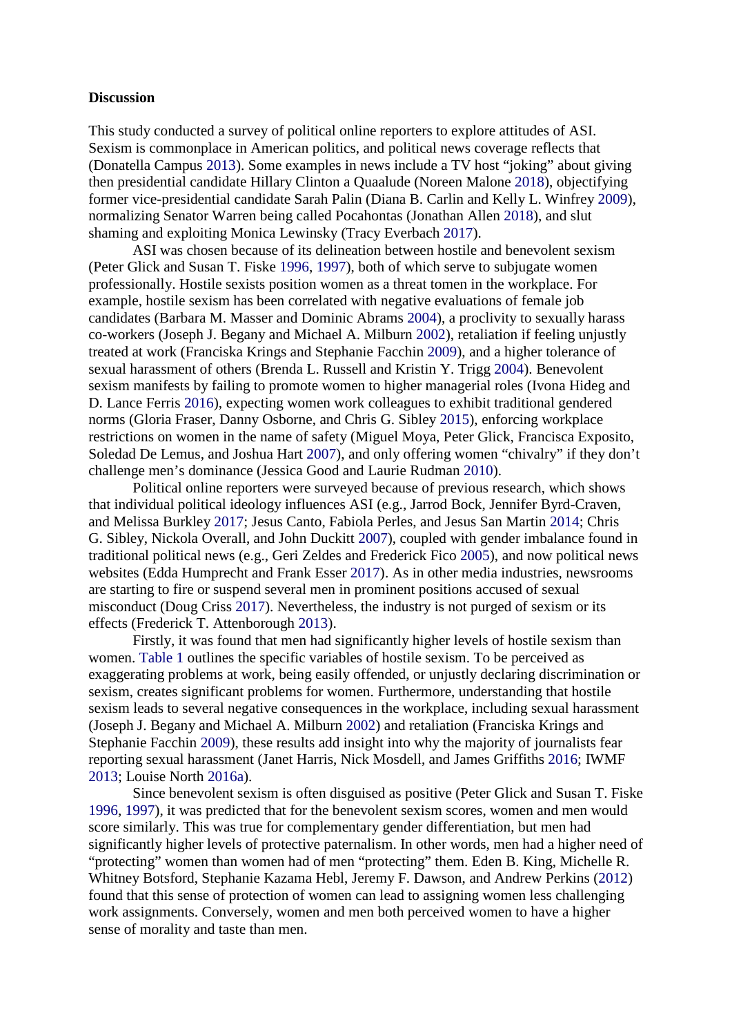**Discussion**

This study conducted a survey of political online reporters to explore attitudes of ASI. Sexism is commonplace in American politics, and political news coverage reflects that (Donatella Campus 2013). Some examples in news include a TV host "joking" about giving then presidential candidate Hillary Clinton a Quaalude (Noreen Malone 2018), objectifying former vice-presidential candidate Sarah Palin (Diana B. Carlin and Kelly L. Winfrey 2009), normalizing Senator Warren being called Pocahontas (Jonathan Allen 2018), and slut shaming and exploiting Monica Lewinsky (Tracy Everbach 2017).

ASI was chosen because of its delineation between hostile and benevolent sexism (Peter Glick and Susan T. Fiske 1996, 1997), both of which serve to subjugate women professionally. Hostile sexists position women as a threat tomen in the workplace. For example, hostile sexism has been correlated with negative evaluations of female job candidates (Barbara M. Masser and Dominic Abrams 2004), a proclivity to sexually harass co-workers (Joseph J. Begany and Michael A. Milburn 2002), retaliation if feeling unjustly treated at work (Franciska Krings and Stephanie Facchin 2009), and a higher tolerance of sexual harassment of others (Brenda L. Russell and Kristin Y. Trigg 2004). Benevolent sexism manifests by failing to promote women to higher managerial roles (Ivona Hideg and D. Lance Ferris 2016), expecting women work colleagues to exhibit traditional gendered norms (Gloria Fraser, Danny Osborne, and Chris G. Sibley 2015), enforcing workplace restrictions on women in the name of safety (Miguel Moya, Peter Glick, Francisca Exposito, Soledad De Lemus, and Joshua Hart 2007), and only offering women "chivalry" if they don't challenge men's dominance (Jessica Good and Laurie Rudman 2010).

Political online reporters were surveyed because of previous research, which shows that individual political ideology influences ASI (e.g., Jarrod Bock, Jennifer Byrd-Craven, and Melissa Burkley 2017; Jesus Canto, Fabiola Perles, and Jesus San Martin 2014; Chris G. Sibley, Nickola Overall, and John Duckitt 2007), coupled with gender imbalance found in traditional political news (e.g., Geri Zeldes and Frederick Fico 2005), and now political news websites (Edda Humprecht and Frank Esser 2017). As in other media industries, newsrooms are starting to fire or suspend several men in prominent positions accused of sexual misconduct (Doug Criss 2017). Nevertheless, the industry is not purged of sexism or its effects (Frederick T. Attenborough 2013).

Firstly, it was found that men had significantly higher levels of hostile sexism than women. Table 1 outlines the specific variables of hostile sexism. To be perceived as exaggerating problems at work, being easily offended, or unjustly declaring discrimination or sexism, creates significant problems for women. Furthermore, understanding that hostile sexism leads to several negative consequences in the workplace, including sexual harassment (Joseph J. Begany and Michael A. Milburn 2002) and retaliation (Franciska Krings and Stephanie Facchin 2009), these results add insight into why the majority of journalists fear reporting sexual harassment (Janet Harris, Nick Mosdell, and James Griffiths 2016; IWMF 2013; Louise North 2016a).

Since benevolent sexism is often disguised as positive (Peter Glick and Susan T. Fiske 1996, 1997), it was predicted that for the benevolent sexism scores, women and men would score similarly. This was true for complementary gender differentiation, but men had significantly higher levels of protective paternalism. In other words, men had a higher need of "protecting" women than women had of men "protecting" them. Eden B. King, Michelle R. Whitney Botsford, Stephanie Kazama Hebl, Jeremy F. Dawson, and Andrew Perkins (2012) found that this sense of protection of women can lead to assigning women less challenging work assignments. Conversely, women and men both perceived women to have a higher sense of morality and taste than men.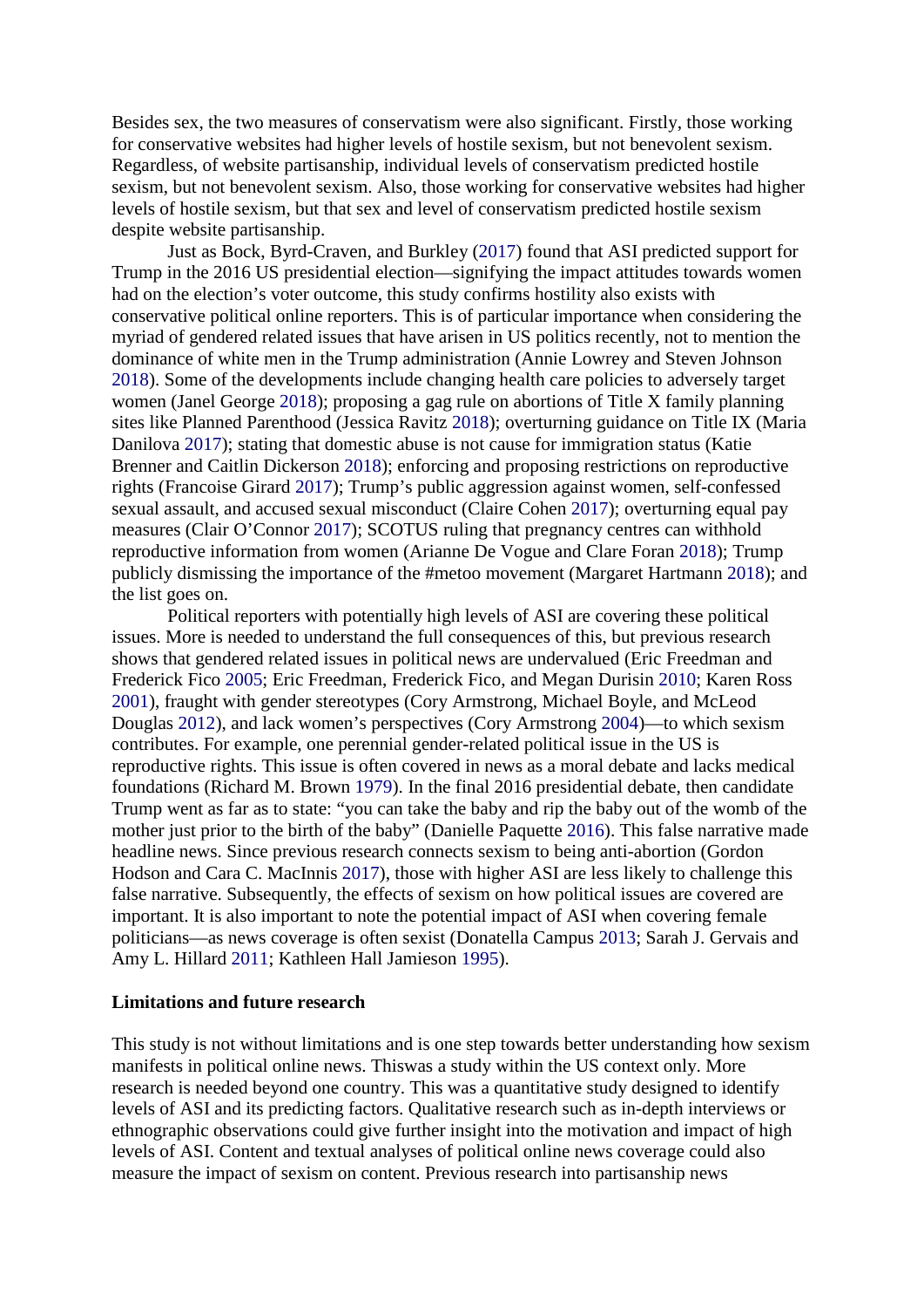Besides sex, the two measures of conservatism were also significant. Firstly, those working for conservative websites had higher levels of hostile sexism, but not benevolent sexism. Regardless, of website partisanship, individual levels of conservatism predicted hostile sexism, but not benevolent sexism. Also, those working for conservative websites had higher levels of hostile sexism, but that sex and level of conservatism predicted hostile sexism despite website partisanship.

Just as Bock, Byrd-Craven, and Burkley (2017) found that ASI predicted support for Trump in the 2016 US presidential election—signifying the impact attitudes towards women had on the election's voter outcome, this study confirms hostility also exists with conservative political online reporters. This is of particular importance when considering the myriad of gendered related issues that have arisen in US politics recently, not to mention the dominance of white men in the Trump administration (Annie Lowrey and Steven Johnson 2018). Some of the developments include changing health care policies to adversely target women (Janel George 2018); proposing a gag rule on abortions of Title X family planning sites like Planned Parenthood (Jessica Ravitz 2018); overturning guidance on Title IX (Maria Danilova 2017); stating that domestic abuse is not cause for immigration status (Katie Brenner and Caitlin Dickerson 2018); enforcing and proposing restrictions on reproductive rights (Francoise Girard 2017); Trump's public aggression against women, self-confessed sexual assault, and accused sexual misconduct (Claire Cohen 2017); overturning equal pay measures (Clair O'Connor 2017); SCOTUS ruling that pregnancy centres can withhold reproductive information from women (Arianne De Vogue and Clare Foran 2018); Trump publicly dismissing the importance of the #metoo movement (Margaret Hartmann 2018); and the list goes on.

Political reporters with potentially high levels of ASI are covering these political issues. More is needed to understand the full consequences of this, but previous research shows that gendered related issues in political news are undervalued (Eric Freedman and Frederick Fico 2005; Eric Freedman, Frederick Fico, and Megan Durisin 2010; Karen Ross 2001), fraught with gender stereotypes (Cory Armstrong, Michael Boyle, and McLeod Douglas 2012), and lack women's perspectives (Cory Armstrong 2004)—to which sexism contributes. For example, one perennial gender-related political issue in the US is reproductive rights. This issue is often covered in news as a moral debate and lacks medical foundations (Richard M. Brown 1979). In the final 2016 presidential debate, then candidate Trump went as far as to state: "you can take the baby and rip the baby out of the womb of the mother just prior to the birth of the baby" (Danielle Paquette 2016). This false narrative made headline news. Since previous research connects sexism to being anti-abortion (Gordon Hodson and Cara C. MacInnis 2017), those with higher ASI are less likely to challenge this false narrative. Subsequently, the effects of sexism on how political issues are covered are important. It is also important to note the potential impact of ASI when covering female politicians—as news coverage is often sexist (Donatella Campus 2013; Sarah J. Gervais and Amy L. Hillard 2011; Kathleen Hall Jamieson 1995).

**Limitations and future research**

This study is not without limitations and is one step towards better understanding how sexism manifests in political online news. Thiswas a study within the US context only. More research is needed beyond one country. This was a quantitative study designed to identify levels of ASI and its predicting factors. Qualitative research such as in-depth interviews or ethnographic observations could give further insight into the motivation and impact of high levels of ASI. Content and textual analyses of political online news coverage could also measure the impact of sexism on content. Previous research into partisanship news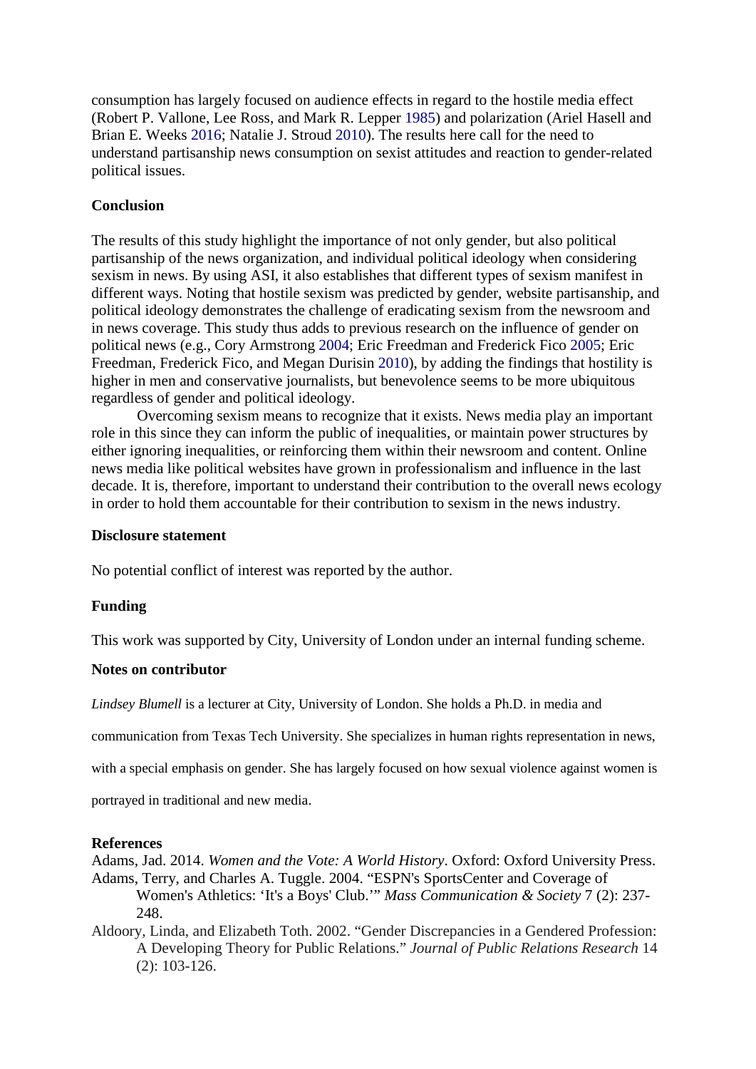consumption has largely focused on audience effects in regard to the hostile media effect (Robert P. Vallone, Lee Ross, and Mark R. Lepper 1985) and polarization (Ariel Hasell and Brian E. Weeks 2016; Natalie J. Stroud 2010). The results here call for the need to understand partisanship news consumption on sexist attitudes and reaction to gender-related political issues.

## Conclusion

The results of this study highlight the importance of not only gender, but also political partisanship of the news organization, and individual political ideology when considering sexism in news. By using ASI, it also establishes that different types of sexism manifest in different ways. Noting that hostile sexism was predicted by gender, website partisanship, and political ideology demonstrates the challenge of eradicating sexism from the newsroom and in news coverage. This study thus adds to previous research on the influence of gender on political news (e.g., Cory Armstrong 2004; Eric Freedman and Frederick Fico 2005; Eric Freedman, Frederick Fico, and Megan Durisin 2010), by adding the findings that hostility is higher in men and conservative journalists, but benevolence seems to be more ubiquitous regardless of gender and political ideology.

Overcoming sexism means to recognize that it exists. News media play an important role in this since they can inform the public of inequalities, or maintain power structures by either ignoring inequalities, or reinforcing them within their newsroom and content. Online news media like political websites have grown in professionalism and influence in the last decade. It is, therefore, important to understand their contribution to the overall news ecology in order to hold them accountable for their contribution to sexism in the news industry.

## Disclosure statement

No potential conflict of interest was reported by the author.

## Funding

This work was supported by City, University of London under an internal funding scheme.

## Notes on contributor

*Lindsey Blumell* is a lecturer at City, University of London. She holds a Ph.D. in media and communication from Texas Tech University. She specializes in human rights representation in news, with a special emphasis on gender. She has largely focused on how sexual violence against women is portrayed in traditional and new media.

## References

Adams, Jad. 2014. *Women and the Vote: A World History*. Oxford: Oxford University Press.

Adams, Terry, and Charles A. Tuggle. 2004. "ESPN's SportsCenter and Coverage of Women's Athletics: 'It's a Boys' Club.'" *Mass Communication & Society* 7 (2): 237-248.

Aldoory, Linda, and Elizabeth Toth. 2002. "Gender Discrepancies in a Gendered Profession: A Developing Theory for Public Relations." *Journal of Public Relations Research* 14 (2): 103-126.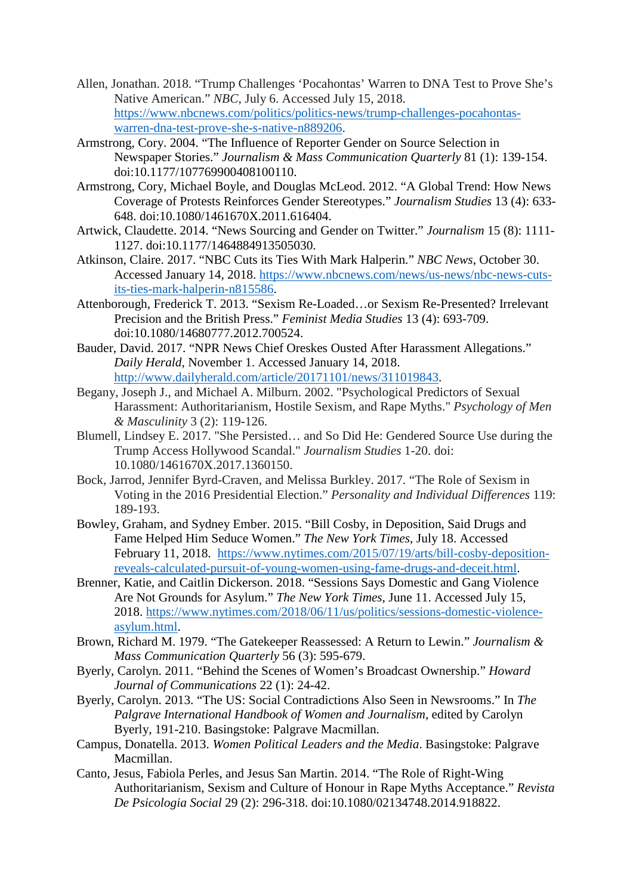Allen, Jonathan. 2018. "Trump Challenges 'Pocahontas' Warren to DNA Test to Prove She's Native American." *NBC*, July 6. Accessed July 15, 2018. https://www.nbcnews.com/politics/politics-news/trump-challenges-pocahontas-warren-dna-test-prove-she-s-native-n889206.

Armstrong, Cory. 2004. "The Influence of Reporter Gender on Source Selection in Newspaper Stories." *Journalism & Mass Communication Quarterly* 81 (1): 139-154. doi:10.1177/107769900408100110.

Armstrong, Cory, Michael Boyle, and Douglas McLeod. 2012. "A Global Trend: How News Coverage of Protests Reinforces Gender Stereotypes." *Journalism Studies* 13 (4): 633-648. doi:10.1080/1461670X.2011.616404.

Artwick, Claudette. 2014. "News Sourcing and Gender on Twitter." *Journalism* 15 (8): 1111-1127. doi:10.1177/1464884913505030.

Atkinson, Claire. 2017. "NBC Cuts its Ties With Mark Halperin." *NBC News*, October 30. Accessed January 14, 2018. https://www.nbcnews.com/news/us-news/nbc-news-cuts-its-ties-mark-halperin-n815586.

Attenborough, Frederick T. 2013. "Sexism Re-Loaded…or Sexism Re-Presented? Irrelevant Precision and the British Press." *Feminist Media Studies* 13 (4): 693-709. doi:10.1080/14680777.2012.700524.

Bauder, David. 2017. "NPR News Chief Oreskes Ousted After Harassment Allegations." *Daily Herald*, November 1. Accessed January 14, 2018. http://www.dailyherald.com/article/20171101/news/311019843.

Begany, Joseph J., and Michael A. Milburn. 2002. "Psychological Predictors of Sexual Harassment: Authoritarianism, Hostile Sexism, and Rape Myths." *Psychology of Men & Masculinity* 3 (2): 119-126.

Blumell, Lindsey E. 2017. "She Persisted… and So Did He: Gendered Source Use during the Trump Access Hollywood Scandal." *Journalism Studies* 1-20. doi: 10.1080/1461670X.2017.1360150.

Bock, Jarrod, Jennifer Byrd-Craven, and Melissa Burkley. 2017. "The Role of Sexism in Voting in the 2016 Presidential Election." *Personality and Individual Differences* 119: 189-193.

Bowley, Graham, and Sydney Ember. 2015. "Bill Cosby, in Deposition, Said Drugs and Fame Helped Him Seduce Women." *The New York Times*, July 18. Accessed February 11, 2018. https://www.nytimes.com/2015/07/19/arts/bill-cosby-deposition-reveals-calculated-pursuit-of-young-women-using-fame-drugs-and-deceit.html.

Brenner, Katie, and Caitlin Dickerson. 2018. "Sessions Says Domestic and Gang Violence Are Not Grounds for Asylum." *The New York Times*, June 11. Accessed July 15, 2018. https://www.nytimes.com/2018/06/11/us/politics/sessions-domestic-violence-asylum.html.

Brown, Richard M. 1979. "The Gatekeeper Reassessed: A Return to Lewin." *Journalism & Mass Communication Quarterly* 56 (3): 595-679.

Byerly, Carolyn. 2011. "Behind the Scenes of Women's Broadcast Ownership." *Howard Journal of Communications* 22 (1): 24-42.

Byerly, Carolyn. 2013. "The US: Social Contradictions Also Seen in Newsrooms." In *The Palgrave International Handbook of Women and Journalism*, edited by Carolyn Byerly, 191-210. Basingstoke: Palgrave Macmillan.

Campus, Donatella. 2013. *Women Political Leaders and the Media*. Basingstoke: Palgrave Macmillan.

Canto, Jesus, Fabiola Perles, and Jesus San Martin. 2014. "The Role of Right-Wing Authoritarianism, Sexism and Culture of Honour in Rape Myths Acceptance." *Revista De Psicologia Social* 29 (2): 296-318. doi:10.1080/02134748.2014.918822.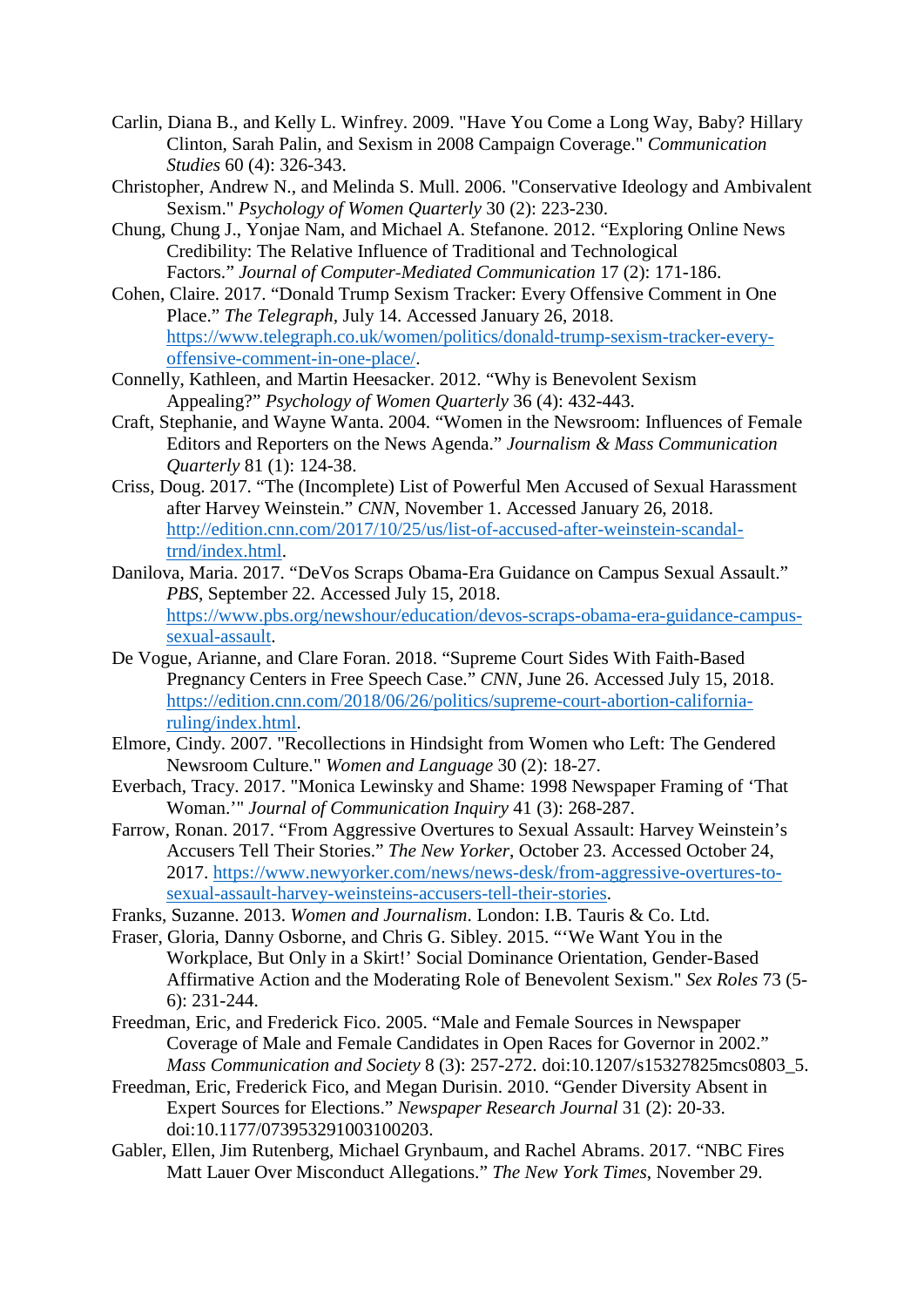Carlin, Diana B., and Kelly L. Winfrey. 2009. "Have You Come a Long Way, Baby? Hillary Clinton, Sarah Palin, and Sexism in 2008 Campaign Coverage." *Communication Studies* 60 (4): 326-343.

Christopher, Andrew N., and Melinda S. Mull. 2006. "Conservative Ideology and Ambivalent Sexism." *Psychology of Women Quarterly* 30 (2): 223-230.

Chung, Chung J., Yonjae Nam, and Michael A. Stefanone. 2012. "Exploring Online News Credibility: The Relative Influence of Traditional and Technological Factors." *Journal of Computer-Mediated Communication* 17 (2): 171-186.

Cohen, Claire. 2017. "Donald Trump Sexism Tracker: Every Offensive Comment in One Place." *The Telegraph*, July 14. Accessed January 26, 2018. https://www.telegraph.co.uk/women/politics/donald-trump-sexism-tracker-every-offensive-comment-in-one-place/.

Connelly, Kathleen, and Martin Heesacker. 2012. "Why is Benevolent Sexism Appealing?" *Psychology of Women Quarterly* 36 (4): 432-443.

Craft, Stephanie, and Wayne Wanta. 2004. "Women in the Newsroom: Influences of Female Editors and Reporters on the News Agenda." *Journalism & Mass Communication Quarterly* 81 (1): 124-38.

Criss, Doug. 2017. "The (Incomplete) List of Powerful Men Accused of Sexual Harassment after Harvey Weinstein." *CNN*, November 1. Accessed January 26, 2018. http://edition.cnn.com/2017/10/25/us/list-of-accused-after-weinstein-scandal-trnd/index.html.

Danilova, Maria. 2017. "DeVos Scraps Obama-Era Guidance on Campus Sexual Assault." *PBS*, September 22. Accessed July 15, 2018. https://www.pbs.org/newshour/education/devos-scraps-obama-era-guidance-campus-sexual-assault.

De Vogue, Arianne, and Clare Foran. 2018. "Supreme Court Sides With Faith-Based Pregnancy Centers in Free Speech Case." *CNN*, June 26. Accessed July 15, 2018. https://edition.cnn.com/2018/06/26/politics/supreme-court-abortion-california-ruling/index.html.

Elmore, Cindy. 2007. "Recollections in Hindsight from Women who Left: The Gendered Newsroom Culture." *Women and Language* 30 (2): 18-27.

Everbach, Tracy. 2017. "Monica Lewinsky and Shame: 1998 Newspaper Framing of 'That Woman.'" *Journal of Communication Inquiry* 41 (3): 268-287.

Farrow, Ronan. 2017. "From Aggressive Overtures to Sexual Assault: Harvey Weinstein's Accusers Tell Their Stories." *The New Yorker*, October 23. Accessed October 24, 2017. https://www.newyorker.com/news/news-desk/from-aggressive-overtures-to-sexual-assault-harvey-weinsteins-accusers-tell-their-stories.

Franks, Suzanne. 2013. *Women and Journalism*. London: I.B. Tauris & Co. Ltd.

Fraser, Gloria, Danny Osborne, and Chris G. Sibley. 2015. "'We Want You in the Workplace, But Only in a Skirt!' Social Dominance Orientation, Gender-Based Affirmative Action and the Moderating Role of Benevolent Sexism." *Sex Roles* 73 (5-6): 231-244.

Freedman, Eric, and Frederick Fico. 2005. "Male and Female Sources in Newspaper Coverage of Male and Female Candidates in Open Races for Governor in 2002." *Mass Communication and Society* 8 (3): 257-272. doi:10.1207/s15327825mcs0803_5.

Freedman, Eric, Frederick Fico, and Megan Durisin. 2010. "Gender Diversity Absent in Expert Sources for Elections." *Newspaper Research Journal* 31 (2): 20-33. doi:10.1177/073953291003100203.

Gabler, Ellen, Jim Rutenberg, Michael Grynbaum, and Rachel Abrams. 2017. "NBC Fires Matt Lauer Over Misconduct Allegations." *The New York Times*, November 29.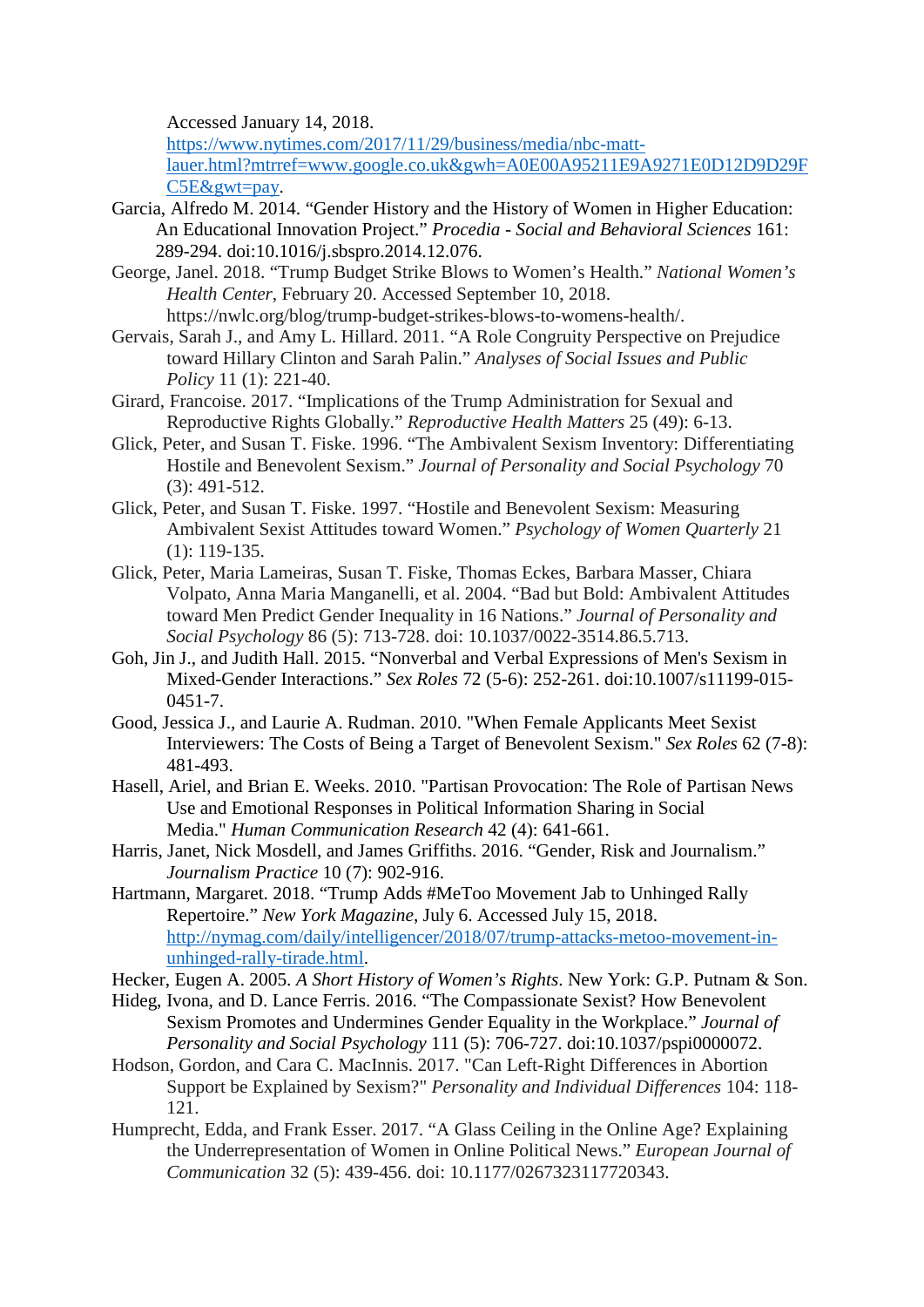Accessed January 14, 2018. https://www.nytimes.com/2017/11/29/business/media/nbc-matt-lauer.html?mtrref=www.google.co.uk&gwh=A0E00A95211E9A9271E0D12D9D29FC5E&gwt=pay.

Garcia, Alfredo M. 2014. "Gender History and the History of Women in Higher Education: An Educational Innovation Project." *Procedia - Social and Behavioral Sciences* 161: 289-294. doi:10.1016/j.sbspro.2014.12.076.

George, Janel. 2018. "Trump Budget Strike Blows to Women's Health." *National Women's Health Center*, February 20. Accessed September 10, 2018. https://nwlc.org/blog/trump-budget-strikes-blows-to-womens-health/.

Gervais, Sarah J., and Amy L. Hillard. 2011. "A Role Congruity Perspective on Prejudice toward Hillary Clinton and Sarah Palin." *Analyses of Social Issues and Public Policy* 11 (1): 221-40.

Girard, Francoise. 2017. "Implications of the Trump Administration for Sexual and Reproductive Rights Globally." *Reproductive Health Matters* 25 (49): 6-13.

Glick, Peter, and Susan T. Fiske. 1996. "The Ambivalent Sexism Inventory: Differentiating Hostile and Benevolent Sexism." *Journal of Personality and Social Psychology* 70 (3): 491-512.

Glick, Peter, and Susan T. Fiske. 1997. "Hostile and Benevolent Sexism: Measuring Ambivalent Sexist Attitudes toward Women." *Psychology of Women Quarterly* 21 (1): 119-135.

Glick, Peter, Maria Lameiras, Susan T. Fiske, Thomas Eckes, Barbara Masser, Chiara Volpato, Anna Maria Manganelli, et al. 2004. "Bad but Bold: Ambivalent Attitudes toward Men Predict Gender Inequality in 16 Nations." *Journal of Personality and Social Psychology* 86 (5): 713-728. doi: 10.1037/0022-3514.86.5.713.

Goh, Jin J., and Judith Hall. 2015. "Nonverbal and Verbal Expressions of Men's Sexism in Mixed-Gender Interactions." *Sex Roles* 72 (5-6): 252-261. doi:10.1007/s11199-015-0451-7.

Good, Jessica J., and Laurie A. Rudman. 2010. "When Female Applicants Meet Sexist Interviewers: The Costs of Being a Target of Benevolent Sexism." *Sex Roles* 62 (7-8): 481-493.

Hasell, Ariel, and Brian E. Weeks. 2010. "Partisan Provocation: The Role of Partisan News Use and Emotional Responses in Political Information Sharing in Social Media." *Human Communication Research* 42 (4): 641-661.

Harris, Janet, Nick Mosdell, and James Griffiths. 2016. "Gender, Risk and Journalism." *Journalism Practice* 10 (7): 902-916.

Hartmann, Margaret. 2018. "Trump Adds #MeToo Movement Jab to Unhinged Rally Repertoire." *New York Magazine*, July 6. Accessed July 15, 2018. http://nymag.com/daily/intelligencer/2018/07/trump-attacks-metoo-movement-in-unhinged-rally-tirade.html.

Hecker, Eugen A. 2005. *A Short History of Women's Rights*. New York: G.P. Putnam & Son.

Hideg, Ivona, and D. Lance Ferris. 2016. "The Compassionate Sexist? How Benevolent Sexism Promotes and Undermines Gender Equality in the Workplace." *Journal of Personality and Social Psychology* 111 (5): 706-727. doi:10.1037/pspi0000072.

Hodson, Gordon, and Cara C. MacInnis. 2017. "Can Left-Right Differences in Abortion Support be Explained by Sexism?" *Personality and Individual Differences* 104: 118-121.

Humprecht, Edda, and Frank Esser. 2017. "A Glass Ceiling in the Online Age? Explaining the Underrepresentation of Women in Online Political News." *European Journal of Communication* 32 (5): 439-456. doi: 10.1177/0267323117720343.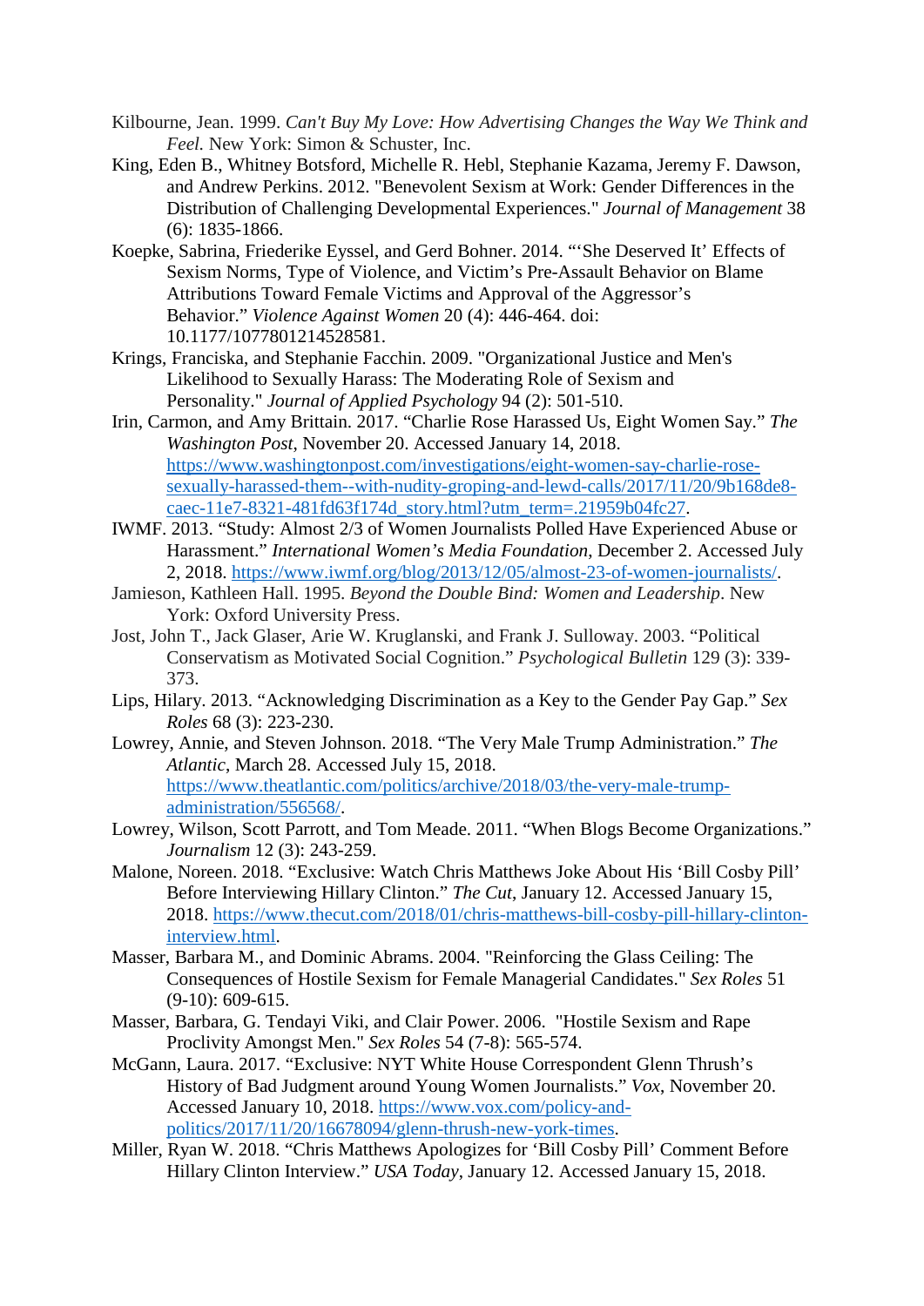Kilbourne, Jean. 1999. *Can't Buy My Love: How Advertising Changes the Way We Think and Feel.* New York: Simon & Schuster, Inc.

King, Eden B., Whitney Botsford, Michelle R. Hebl, Stephanie Kazama, Jeremy F. Dawson, and Andrew Perkins. 2012. "Benevolent Sexism at Work: Gender Differences in the Distribution of Challenging Developmental Experiences." *Journal of Management* 38 (6): 1835-1866.

Koepke, Sabrina, Friederike Eyssel, and Gerd Bohner. 2014. "'She Deserved It' Effects of Sexism Norms, Type of Violence, and Victim's Pre-Assault Behavior on Blame Attributions Toward Female Victims and Approval of the Aggressor's Behavior." *Violence Against Women* 20 (4): 446-464. doi: 10.1177/1077801214528581.

Krings, Franciska, and Stephanie Facchin. 2009. "Organizational Justice and Men's Likelihood to Sexually Harass: The Moderating Role of Sexism and Personality." *Journal of Applied Psychology* 94 (2): 501-510.

Irin, Carmon, and Amy Brittain. 2017. "Charlie Rose Harassed Us, Eight Women Say." *The Washington Post*, November 20. Accessed January 14, 2018. https://www.washingtonpost.com/investigations/eight-women-say-charlie-rose-sexually-harassed-them--with-nudity-groping-and-lewd-calls/2017/11/20/9b168de8-caec-11e7-8321-481fd63f174d_story.html?utm_term=.21959b04fc27.

IWMF. 2013. "Study: Almost 2/3 of Women Journalists Polled Have Experienced Abuse or Harassment." *International Women's Media Foundation*, December 2. Accessed July 2, 2018. https://www.iwmf.org/blog/2013/12/05/almost-23-of-women-journalists/.

Jamieson, Kathleen Hall. 1995. *Beyond the Double Bind: Women and Leadership*. New York: Oxford University Press.

Jost, John T., Jack Glaser, Arie W. Kruglanski, and Frank J. Sulloway. 2003. "Political Conservatism as Motivated Social Cognition." *Psychological Bulletin* 129 (3): 339-373.

Lips, Hilary. 2013. "Acknowledging Discrimination as a Key to the Gender Pay Gap." *Sex Roles* 68 (3): 223-230.

Lowrey, Annie, and Steven Johnson. 2018. "The Very Male Trump Administration." *The Atlantic*, March 28. Accessed July 15, 2018. https://www.theatlantic.com/politics/archive/2018/03/the-very-male-trump-administration/556568/.

Lowrey, Wilson, Scott Parrott, and Tom Meade. 2011. "When Blogs Become Organizations." *Journalism* 12 (3): 243-259.

Malone, Noreen. 2018. "Exclusive: Watch Chris Matthews Joke About His 'Bill Cosby Pill' Before Interviewing Hillary Clinton." *The Cut*, January 12. Accessed January 15, 2018. https://www.thecut.com/2018/01/chris-matthews-bill-cosby-pill-hillary-clinton-interview.html.

Masser, Barbara M., and Dominic Abrams. 2004. "Reinforcing the Glass Ceiling: The Consequences of Hostile Sexism for Female Managerial Candidates." *Sex Roles* 51 (9-10): 609-615.

Masser, Barbara, G. Tendayi Viki, and Clair Power. 2006. "Hostile Sexism and Rape Proclivity Amongst Men." *Sex Roles* 54 (7-8): 565-574.

McGann, Laura. 2017. "Exclusive: NYT White House Correspondent Glenn Thrush's History of Bad Judgment around Young Women Journalists." *Vox*, November 20. Accessed January 10, 2018. https://www.vox.com/policy-and-politics/2017/11/20/16678094/glenn-thrush-new-york-times.

Miller, Ryan W. 2018. "Chris Matthews Apologizes for 'Bill Cosby Pill' Comment Before Hillary Clinton Interview." *USA Today*, January 12. Accessed January 15, 2018.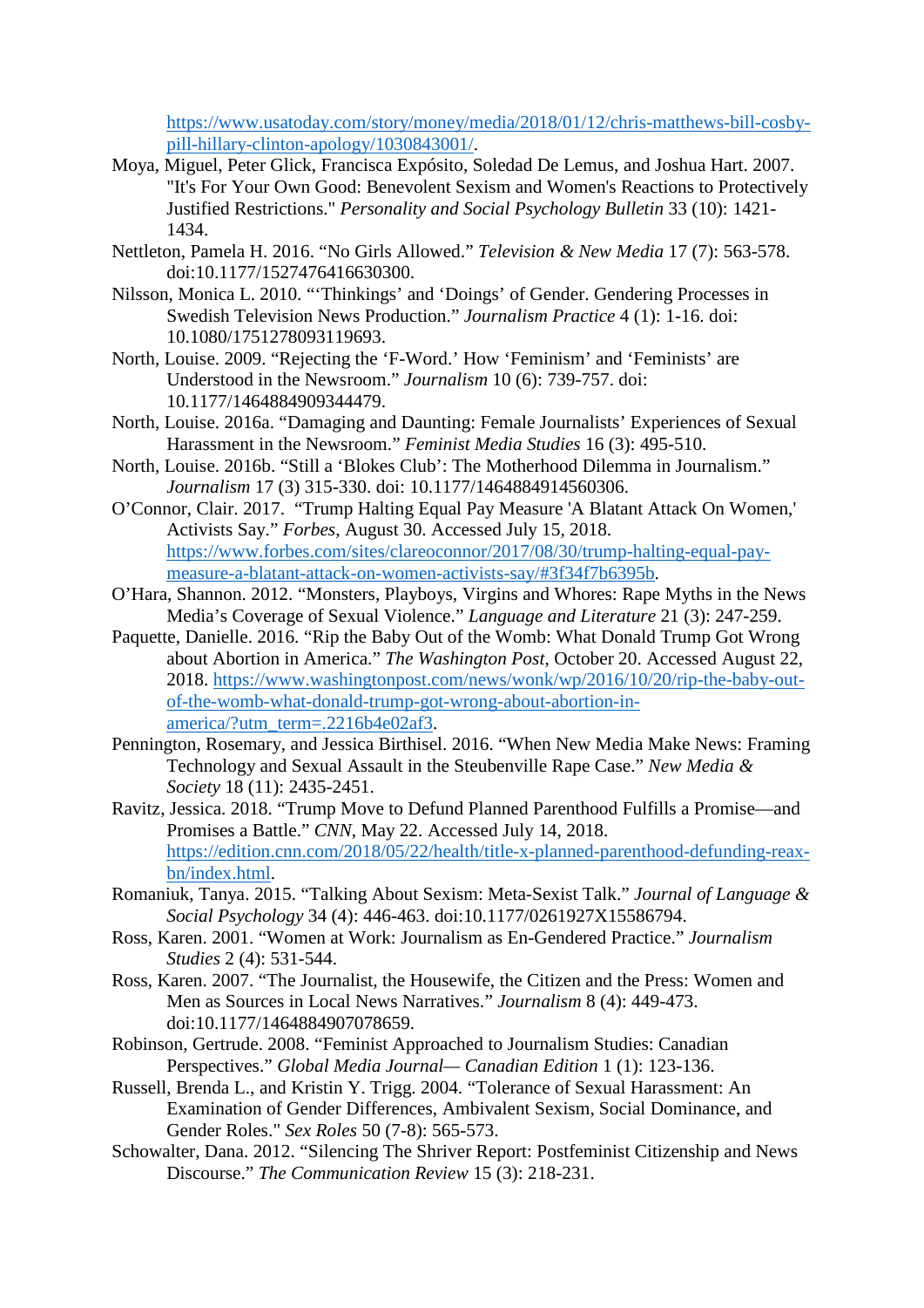https://www.usatoday.com/story/money/media/2018/01/12/chris-matthews-bill-cosby-pill-hillary-clinton-apology/1030843001/.

Moya, Miguel, Peter Glick, Francisca Expósito, Soledad De Lemus, and Joshua Hart. 2007. "It's For Your Own Good: Benevolent Sexism and Women's Reactions to Protectively Justified Restrictions." *Personality and Social Psychology Bulletin* 33 (10): 1421-1434.

Nettleton, Pamela H. 2016. "No Girls Allowed." *Television & New Media* 17 (7): 563-578. doi:10.1177/1527476416630300.

Nilsson, Monica L. 2010. "'Thinkings' and 'Doings' of Gender. Gendering Processes in Swedish Television News Production." *Journalism Practice* 4 (1): 1-16. doi: 10.1080/1751278093119693.

North, Louise. 2009. "Rejecting the 'F-Word.' How 'Feminism' and 'Feminists' are Understood in the Newsroom." *Journalism* 10 (6): 739-757. doi: 10.1177/1464884909344479.

North, Louise. 2016a. "Damaging and Daunting: Female Journalists' Experiences of Sexual Harassment in the Newsroom." *Feminist Media Studies* 16 (3): 495-510.

North, Louise. 2016b. "Still a 'Blokes Club': The Motherhood Dilemma in Journalism." *Journalism* 17 (3) 315-330. doi: 10.1177/1464884914560306.

O'Connor, Clair. 2017. "Trump Halting Equal Pay Measure 'A Blatant Attack On Women,' Activists Say." *Forbes*, August 30. Accessed July 15, 2018. https://www.forbes.com/sites/clareoconnor/2017/08/30/trump-halting-equal-pay-measure-a-blatant-attack-on-women-activists-say/#3f34f7b6395b.

O'Hara, Shannon. 2012. "Monsters, Playboys, Virgins and Whores: Rape Myths in the News Media's Coverage of Sexual Violence." *Language and Literature* 21 (3): 247-259.

Paquette, Danielle. 2016. "Rip the Baby Out of the Womb: What Donald Trump Got Wrong about Abortion in America." *The Washington Post*, October 20. Accessed August 22, 2018. https://www.washingtonpost.com/news/wonk/wp/2016/10/20/rip-the-baby-out-of-the-womb-what-donald-trump-got-wrong-about-abortion-in-america/?utm_term=.2216b4e02af3.

Pennington, Rosemary, and Jessica Birthisel. 2016. "When New Media Make News: Framing Technology and Sexual Assault in the Steubenville Rape Case." *New Media & Society* 18 (11): 2435-2451.

Ravitz, Jessica. 2018. "Trump Move to Defund Planned Parenthood Fulfills a Promise—and Promises a Battle." *CNN*, May 22. Accessed July 14, 2018. https://edition.cnn.com/2018/05/22/health/title-x-planned-parenthood-defunding-reax-bn/index.html.

Romaniuk, Tanya. 2015. "Talking About Sexism: Meta-Sexist Talk." *Journal of Language & Social Psychology* 34 (4): 446-463. doi:10.1177/0261927X15586794.

Ross, Karen. 2001. "Women at Work: Journalism as En-Gendered Practice." *Journalism Studies* 2 (4): 531-544.

Ross, Karen. 2007. "The Journalist, the Housewife, the Citizen and the Press: Women and Men as Sources in Local News Narratives." *Journalism* 8 (4): 449-473. doi:10.1177/1464884907078659.

Robinson, Gertrude. 2008. "Feminist Approached to Journalism Studies: Canadian Perspectives." *Global Media Journal— Canadian Edition* 1 (1): 123-136.

Russell, Brenda L., and Kristin Y. Trigg. 2004. "Tolerance of Sexual Harassment: An Examination of Gender Differences, Ambivalent Sexism, Social Dominance, and Gender Roles." *Sex Roles* 50 (7-8): 565-573.

Schowalter, Dana. 2012. "Silencing The Shriver Report: Postfeminist Citizenship and News Discourse." *The Communication Review* 15 (3): 218-231.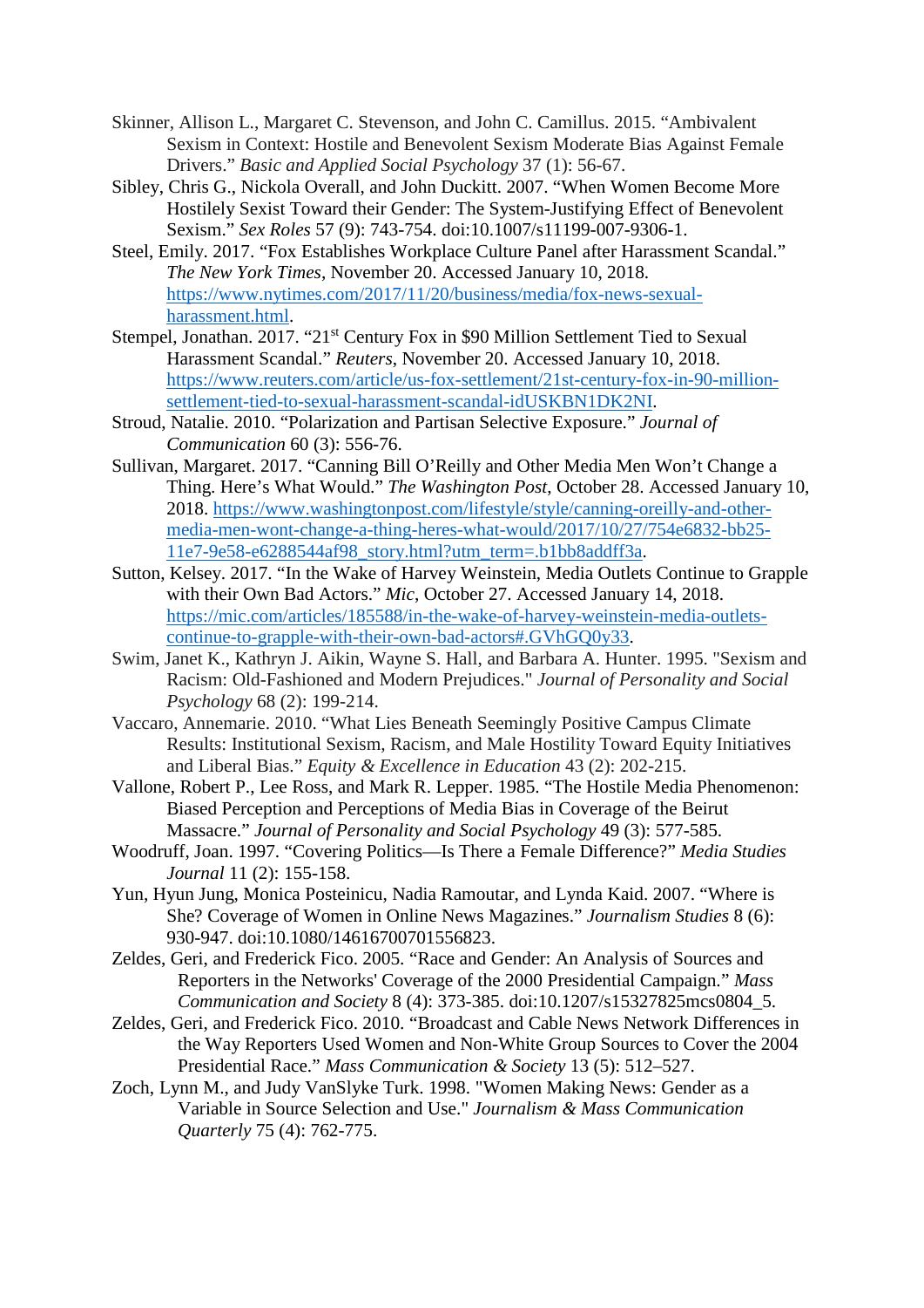Skinner, Allison L., Margaret C. Stevenson, and John C. Camillus. 2015. "Ambivalent Sexism in Context: Hostile and Benevolent Sexism Moderate Bias Against Female Drivers." *Basic and Applied Social Psychology* 37 (1): 56-67.

Sibley, Chris G., Nickola Overall, and John Duckitt. 2007. "When Women Become More Hostilely Sexist Toward their Gender: The System-Justifying Effect of Benevolent Sexism." *Sex Roles* 57 (9): 743-754. doi:10.1007/s11199-007-9306-1.

Steel, Emily. 2017. "Fox Establishes Workplace Culture Panel after Harassment Scandal." *The New York Times*, November 20. Accessed January 10, 2018. https://www.nytimes.com/2017/11/20/business/media/fox-news-sexual-harassment.html.

Stempel, Jonathan. 2017. "21st Century Fox in $90 Million Settlement Tied to Sexual Harassment Scandal." *Reuters*, November 20. Accessed January 10, 2018. https://www.reuters.com/article/us-fox-settlement/21st-century-fox-in-90-million-settlement-tied-to-sexual-harassment-scandal-idUSKBN1DK2NI.

Stroud, Natalie. 2010. "Polarization and Partisan Selective Exposure." *Journal of Communication* 60 (3): 556-76.

Sullivan, Margaret. 2017. "Canning Bill O'Reilly and Other Media Men Won't Change a Thing. Here's What Would." *The Washington Post*, October 28. Accessed January 10, 2018. https://www.washingtonpost.com/lifestyle/style/canning-oreilly-and-other-media-men-wont-change-a-thing-heres-what-would/2017/10/27/754e6832-bb25-11e7-9e58-e6288544af98_story.html?utm_term=.b1bb8addff3a.

Sutton, Kelsey. 2017. "In the Wake of Harvey Weinstein, Media Outlets Continue to Grapple with their Own Bad Actors." *Mic*, October 27. Accessed January 14, 2018. https://mic.com/articles/185588/in-the-wake-of-harvey-weinstein-media-outlets-continue-to-grapple-with-their-own-bad-actors#.GVhGQ0y33.

Swim, Janet K., Kathryn J. Aikin, Wayne S. Hall, and Barbara A. Hunter. 1995. "Sexism and Racism: Old-Fashioned and Modern Prejudices." *Journal of Personality and Social Psychology* 68 (2): 199-214.

Vaccaro, Annemarie. 2010. "What Lies Beneath Seemingly Positive Campus Climate Results: Institutional Sexism, Racism, and Male Hostility Toward Equity Initiatives and Liberal Bias." *Equity & Excellence in Education* 43 (2): 202-215.

Vallone, Robert P., Lee Ross, and Mark R. Lepper. 1985. "The Hostile Media Phenomenon: Biased Perception and Perceptions of Media Bias in Coverage of the Beirut Massacre." *Journal of Personality and Social Psychology* 49 (3): 577-585.

Woodruff, Joan. 1997. "Covering Politics—Is There a Female Difference?" *Media Studies Journal* 11 (2): 155-158.

Yun, Hyun Jung, Monica Posteinicu, Nadia Ramoutar, and Lynda Kaid. 2007. "Where is She? Coverage of Women in Online News Magazines." *Journalism Studies* 8 (6): 930-947. doi:10.1080/14616700701556823.

Zeldes, Geri, and Frederick Fico. 2005. "Race and Gender: An Analysis of Sources and Reporters in the Networks' Coverage of the 2000 Presidential Campaign." *Mass Communication and Society* 8 (4): 373-385. doi:10.1207/s15327825mcs0804_5.

Zeldes, Geri, and Frederick Fico. 2010. "Broadcast and Cable News Network Differences in the Way Reporters Used Women and Non-White Group Sources to Cover the 2004 Presidential Race." *Mass Communication & Society* 13 (5): 512–527.

Zoch, Lynn M., and Judy VanSlyke Turk. 1998. "Women Making News: Gender as a Variable in Source Selection and Use." *Journalism & Mass Communication Quarterly* 75 (4): 762-775.